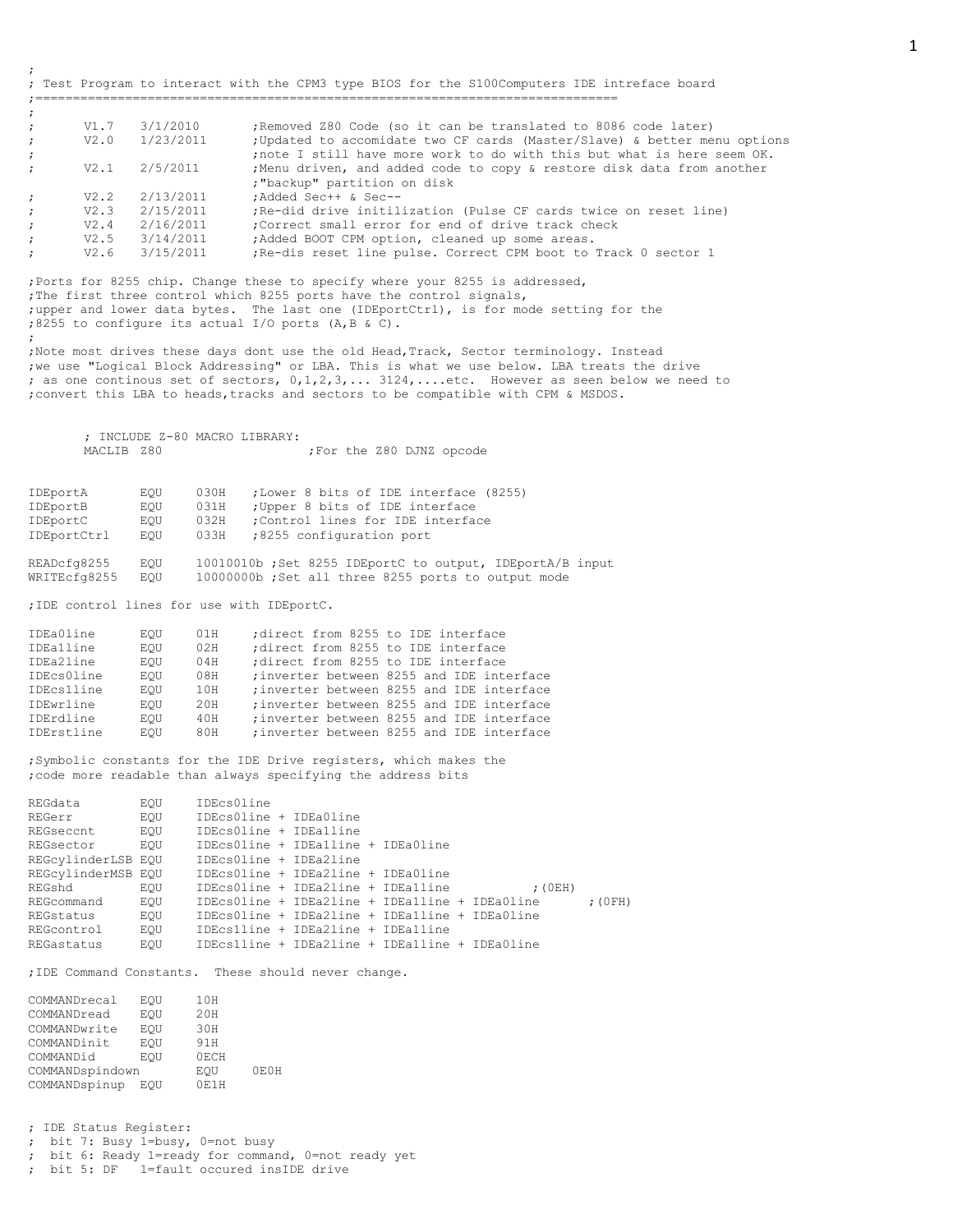```
;
; Test Program to interact with the CPM3 type BIOS for the S100Computers IDE intreface board
;==============================================================================
;
;       V1.7    3/1/2010        ;Removed Z80 Code (so it can be translated to 8086 code later)
;       V2.0    1/23/2011       ;Updated to accomidate two CF cards (Master/Slave) & better menu options
;                               ;note I still have more work to do with this but what is here seem OK.
;       V2.1    2/5/2011        ;Menu driven, and added code to copy & restore disk data from another
;                               ;"backup" partition on disk
;       V2.2    2/13/2011       ;Added Sec++ & Sec--
;       V2.3    2/15/2011       ;Re-did drive initilization (Pulse CF cards twice on reset line)
;       V2.4    2/16/2011       ;Correct small error for end of drive track check
;       V2.5    3/14/2011       ;Added BOOT CPM option, cleaned up some areas.
;       V2.6    3/15/2011       ;Re-dis reset line pulse. Correct CPM boot to Track 0 sector 1

;Ports for 8255 chip. Change these to specify where your 8255 is addressed,
;The first three control which 8255 ports have the control signals,
;upper and lower data bytes.  The last one (IDEportCtrl), is for mode setting for the
;8255 to configure its actual I/O ports (A,B & C).
;
;Note most drives these days dont use the old Head,Track, Sector terminology. Instead
;we use "Logical Block Addressing" or LBA. This is what we use below. LBA treats the drive
; as one continous set of sectors, 0,1,2,3,... 3124,....etc.  However as seen below we need to
;convert this LBA to heads,tracks and sectors to be compatible with CPM & MSDOS.


        ; INCLUDE Z-80 MACRO LIBRARY:
        MACLIB Z80                      ;For the Z80 DJNZ opcode


IDEportA        EQU     030H    ;Lower 8 bits of IDE interface (8255)
IDEportB        EQU     031H    ;Upper 8 bits of IDE interface
IDEportC        EQU     032H    ;Control lines for IDE interface
IDEportCtrl     EQU     033H    ;8255 configuration port

READcfg8255     EQU     10010010b ;Set 8255 IDEportC to output, IDEportA/B input
WRITEcfg8255    EQU     10000000b ;Set all three 8255 ports to output mode

;IDE control lines for use with IDEportC.

IDEa0line       EQU     01H     ;direct from 8255 to IDE interface
IDEa1line       EQU     02H     ;direct from 8255 to IDE interface
IDEa2line       EQU     04H     ;direct from 8255 to IDE interface
IDEcs0line      EQU     08H     ;inverter between 8255 and IDE interface
IDEcs1line      EQU     10H     ;inverter between 8255 and IDE interface
IDEwrline       EQU     20H     ;inverter between 8255 and IDE interface
IDErdline       EQU     40H     ;inverter between 8255 and IDE interface
IDErstline      EQU     80H     ;inverter between 8255 and IDE interface

;Symbolic constants for the IDE Drive registers, which makes the
;code more readable than always specifying the address bits

REGdata         EQU     IDEcs0line
REGerr          EQU     IDEcs0line + IDEa0line
REGseccnt       EQU     IDEcs0line + IDEa1line
REGsector       EQU     IDEcs0line + IDEa1line + IDEa0line
REGcylinderLSB EQU      IDEcs0line + IDEa2line
REGcylinderMSB EQU      IDEcs0line + IDEa2line + IDEa0line
REGshd          EQU     IDEcs0line + IDEa2line + IDEa1line              ;(0EH)
REGcommand      EQU     IDEcs0line + IDEa2line + IDEa1line + IDEa0line         ;(0FH)
REGstatus       EQU     IDEcs0line + IDEa2line + IDEa1line + IDEa0line
REGcontrol      EQU     IDEcs1line + IDEa2line + IDEa1line
REGastatus      EQU     IDEcs1line + IDEa2line + IDEa1line + IDEa0line

;IDE Command Constants.  These should never change.

COMMANDrecal    EQU     10H
COMMANDread     EQU     20H
COMMANDwrite    EQU     30H
COMMANDinit     EQU     91H
COMMANDid       EQU     0ECH
COMMANDspindown         EQU     0E0H
COMMANDspinup   EQU     0E1H


; IDE Status Register:
;  bit 7: Busy 1=busy, 0=not busy
;  bit 6: Ready 1=ready for command, 0=not ready yet
;  bit 5: DF   1=fault occured insIDE drive
```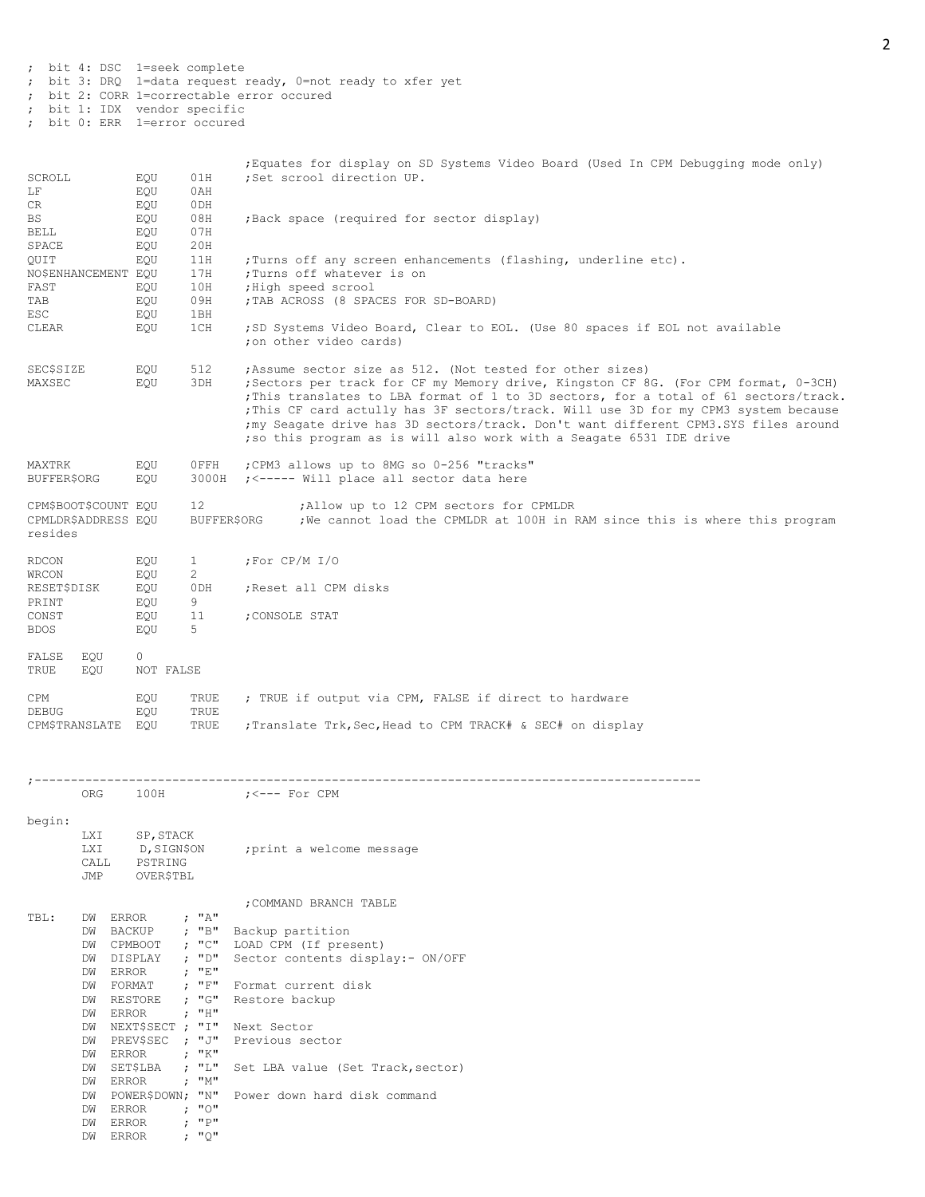```
;  bit 4: DSC  1=seek complete
;  bit 3: DRQ  1=data request ready, 0=not ready to xfer yet
;  bit 2: CORR 1=correctable error occured
;  bit 1: IDX  vendor specific
;  bit 0: ERR  1=error occured


                              ;Equates for display on SD Systems Video Board (Used In CPM Debugging mode only)
SCROLL          EQU     01H     ;Set scrool direction UP.
LF              EQU     0AH
CR              EQU     0DH
BS              EQU     08H     ;Back space (required for sector display)
BELL            EQU     07H
SPACE           EQU     20H
QUIT            EQU     11H     ;Turns off any screen enhancements (flashing, underline etc).
NO$ENHANCEMENT EQU      17H     ;Turns off whatever is on
FAST            EQU     10H     ;High speed scrool
TAB             EQU     09H     ;TAB ACROSS (8 SPACES FOR SD-BOARD)
ESC             EQU     1BH
CLEAR           EQU     1CH     ;SD Systems Video Board, Clear to EOL. (Use 80 spaces if EOL not available
                                ;on other video cards)

SEC$SIZE        EQU     512     ;Assume sector size as 512. (Not tested for other sizes)
MAXSEC          EQU     3DH     ;Sectors per track for CF my Memory drive, Kingston CF 8G. (For CPM format, 0-3CH)
                                ;This translates to LBA format of 1 to 3D sectors, for a total of 61 sectors/track.
                                ;This CF card actully has 3F sectors/track. Will use 3D for my CPM3 system because
                                ;my Seagate drive has 3D sectors/track. Don't want different CPM3.SYS files around
                                ;so this program as is will also work with a Seagate 6531 IDE drive

MAXTRK          EQU     0FFH    ;CPM3 allows up to 8MG so 0-256 "tracks"
BUFFER$ORG      EQU     3000H   ;<----- Will place all sector data here

CPM$BOOT$COUNT EQU      12              ;Allow up to 12 CPM sectors for CPMLDR
CPMLDR$ADDRESS EQU      BUFFER$ORG      ;We cannot load the CPMLDR at 100H in RAM since this is where this program
resides

RDCON           EQU     1       ;For CP/M I/O
WRCON           EQU     2
RESET$DISK      EQU     0DH     ;Reset all CPM disks
PRINT           EQU     9
CONST           EQU     11      ;CONSOLE STAT
BDOS            EQU     5

FALSE   EQU     0
TRUE    EQU     NOT FALSE

CPM             EQU     TRUE    ; TRUE if output via CPM, FALSE if direct to hardware
DEBUG           EQU     TRUE
CPM$TRANSLATE   EQU     TRUE    ;Translate Trk,Sec,Head to CPM TRACK# & SEC# on display



;-------------------------------------------------------------------------------------------
        ORG     100H            ;<--- For CPM

begin:
        LXI     SP,STACK
        LXI     D,SIGN$ON       ;print a welcome message
        CALL    PSTRING
        JMP     OVER$TBL

                                ;COMMAND BRANCH TABLE
TBL:    DW  ERROR       ; "A"
        DW  BACKUP      ; "B"  Backup partition
        DW  CPMBOOT     ; "C"  LOAD CPM (If present)
        DW  DISPLAY     ; "D"  Sector contents display:- ON/OFF
        DW  ERROR       ; "E"
        DW  FORMAT      ; "F"  Format current disk
        DW  RESTORE     ; "G"  Restore backup
        DW  ERROR       ; "H"
        DW  NEXT$SECT ; "I"  Next Sector
        DW  PREV$SEC  ; "J"  Previous sector
        DW  ERROR       ; "K"
        DW  SET$LBA   ; "L"  Set LBA value (Set Track,sector)
        DW  ERROR       ; "M"
        DW  POWER$DOWN; "N"  Power down hard disk command
        DW  ERROR       ; "O"
        DW  ERROR       ; "P"
        DW  ERROR       ; "Q"
```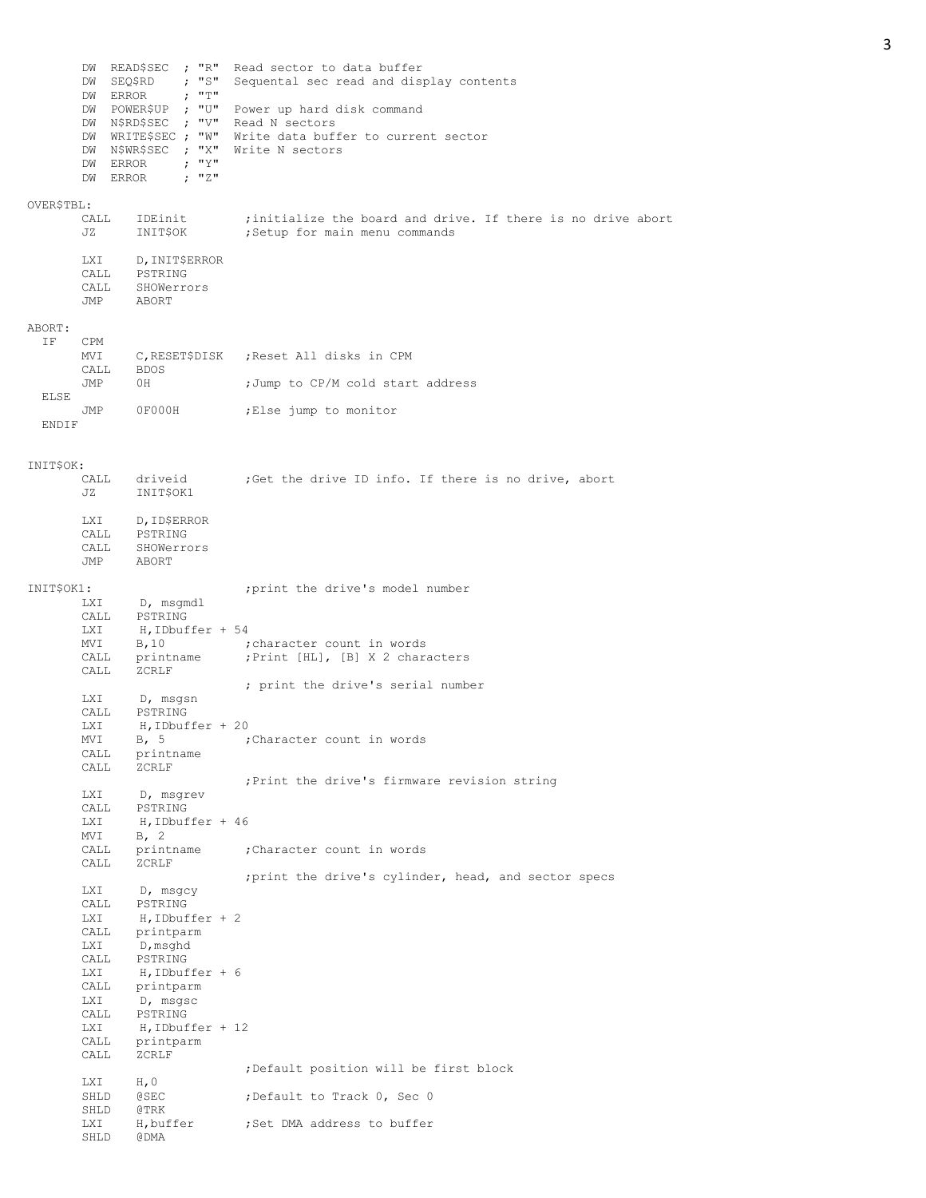```
        DW  READ$SEC  ; "R"  Read sector to data buffer
        DW  SEQ$RD    ; "S"  Sequental sec read and display contents
        DW  ERROR     ; "T"
        DW  POWER$UP  ; "U"  Power up hard disk command
        DW  N$RD$SEC  ; "V"  Read N sectors
        DW  WRITE$SEC ; "W"  Write data buffer to current sector
        DW  N$WR$SEC  ; "X"  Write N sectors
        DW  ERROR     ; "Y"
        DW  ERROR     ; "Z"

OVER$TBL:
        CALL    IDEinit         ;initialize the board and drive. If there is no drive abort
        JZ      INIT$OK         ;Setup for main menu commands

        LXI     D,INIT$ERROR
        CALL    PSTRING
        CALL    SHOWerrors
        JMP     ABORT

ABORT:
  IF    CPM
        MVI     C,RESET$DISK    ;Reset All disks in CPM
        CALL    BDOS
        JMP     0H              ;Jump to CP/M cold start address
  ELSE
        JMP     0F000H          ;Else jump to monitor
  ENDIF


INIT$OK:
        CALL    driveid         ;Get the drive ID info. If there is no drive, abort
        JZ      INIT$OK1

        LXI     D,ID$ERROR
        CALL    PSTRING
        CALL    SHOWerrors
        JMP     ABORT

INIT$OK1:                       ;print the drive's model number
        LXI     D, msgmdl
        CALL    PSTRING
        LXI     H,IDbuffer + 54
        MVI     B,10            ;character count in words
        CALL    printname       ;Print [HL], [B] X 2 characters
        CALL    ZCRLF
                                ; print the drive's serial number
        LXI     D, msgsn
        CALL    PSTRING
        LXI     H,IDbuffer + 20
        MVI     B, 5            ;Character count in words
        CALL    printname
        CALL    ZCRLF
                                ;Print the drive's firmware revision string
        LXI     D, msgrev
        CALL    PSTRING
        LXI     H,IDbuffer + 46
        MVI     B, 2
        CALL    printname       ;Character count in words
        CALL    ZCRLF
                                ;print the drive's cylinder, head, and sector specs
        LXI     D, msgcy
        CALL    PSTRING
        LXI     H,IDbuffer + 2
        CALL    printparm
        LXI     D,msghd
        CALL    PSTRING
        LXI     H,IDbuffer + 6
        CALL    printparm
        LXI     D, msgsc
        CALL    PSTRING
        LXI     H,IDbuffer + 12
        CALL    printparm
        CALL    ZCRLF
                                ;Default position will be first block
        LXI     H,0
        SHLD    @SEC            ;Default to Track 0, Sec 0
        SHLD    @TRK
        LXI     H,buffer        ;Set DMA address to buffer
        SHLD    @DMA
```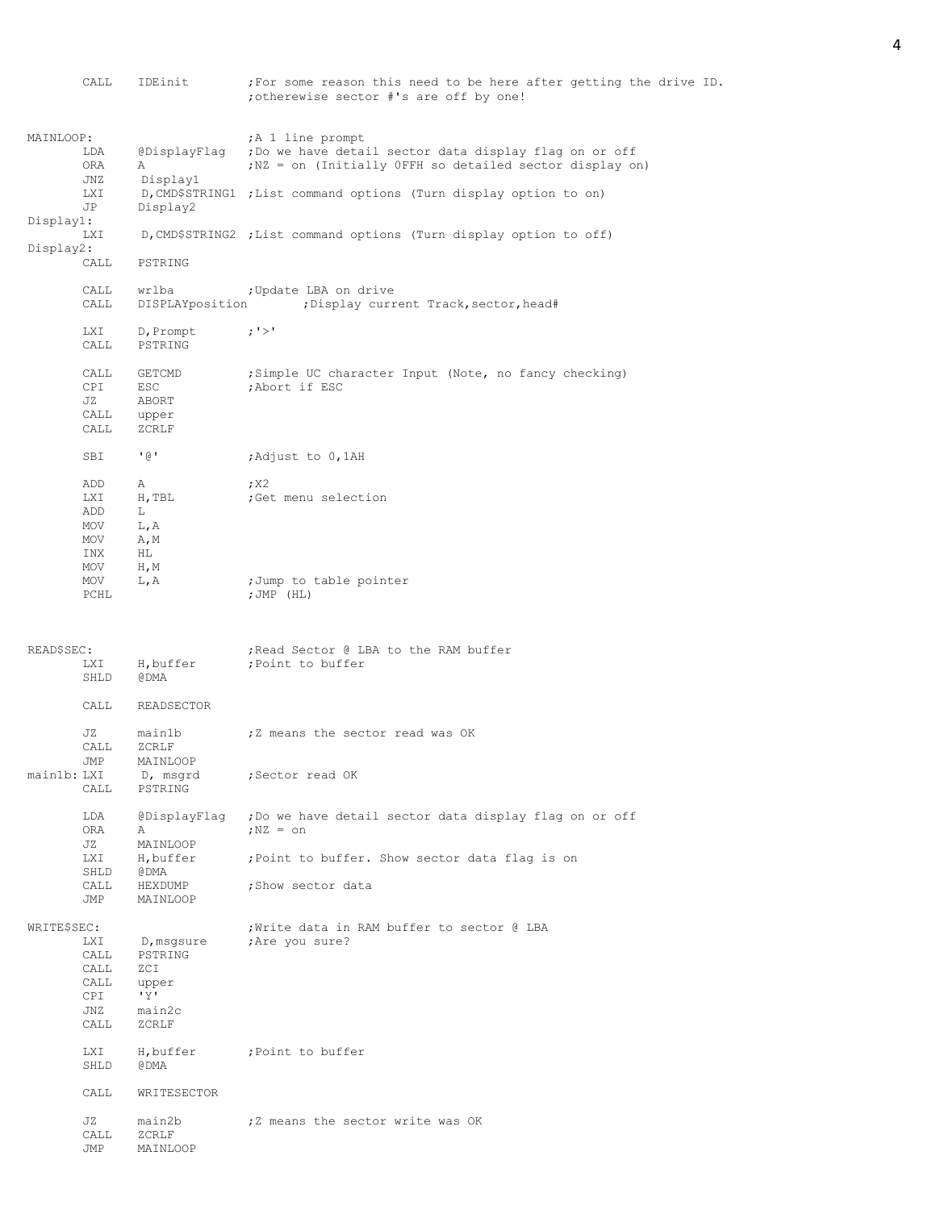```
        CALL    IDEinit         ;For some reason this need to be here after getting the drive ID.
                                ;otherwise sector #'s are off by one!


MAINLOOP:                       ;A 1 line prompt
        LDA     @DisplayFlag    ;Do we have detail sector data display flag on or off
        ORA     A               ;NZ = on (Initially 0FFH so detailed sector display on)
        JNZ     Display1
        LXI     D,CMD$STRING1 ;List command options (Turn display option to on)
        JP      Display2
Display1:
        LXI     D,CMD$STRING2 ;List command options (Turn display option to off)
Display2:
        CALL    PSTRING

        CALL    wrlba           ;Update LBA on drive
        CALL    DISPLAYposition         ;Display current Track,sector,head#

        LXI     D,Prompt        ;'>'
        CALL    PSTRING

        CALL    GETCMD          ;Simple UC character Input (Note, no fancy checking)
        CPI     ESC             ;Abort if ESC
        JZ      ABORT
        CALL    upper
        CALL    ZCRLF

        SBI     '@'             ;Adjust to 0,1AH

        ADD     A               ;X2
        LXI     H,TBL           ;Get menu selection
        ADD     L
        MOV     L,A
        MOV     A,M
        INX     HL
        MOV     H,M
        MOV     L,A             ;Jump to table pointer
        PCHL                    ;JMP (HL)



READ$SEC:                       ;Read Sector @ LBA to the RAM buffer
        LXI     H,buffer        ;Point to buffer
        SHLD    @DMA

        CALL    READSECTOR

        JZ      main1b          ;Z means the sector read was OK
        CALL    ZCRLF
        JMP     MAINLOOP
main1b: LXI     D, msgrd        ;Sector read OK
        CALL    PSTRING

        LDA     @DisplayFlag    ;Do we have detail sector data display flag on or off
        ORA     A               ;NZ = on
        JZ      MAINLOOP
        LXI     H,buffer        ;Point to buffer. Show sector data flag is on
        SHLD    @DMA
        CALL    HEXDUMP         ;Show sector data
        JMP     MAINLOOP

WRITE$SEC:                      ;Write data in RAM buffer to sector @ LBA
        LXI     D,msgsure       ;Are you sure?
        CALL    PSTRING
        CALL    ZCI
        CALL    upper
        CPI     'Y'
        JNZ     main2c
        CALL    ZCRLF

        LXI     H,buffer        ;Point to buffer
        SHLD    @DMA

        CALL    WRITESECTOR

        JZ      main2b          ;Z means the sector write was OK
        CALL    ZCRLF
        JMP     MAINLOOP
```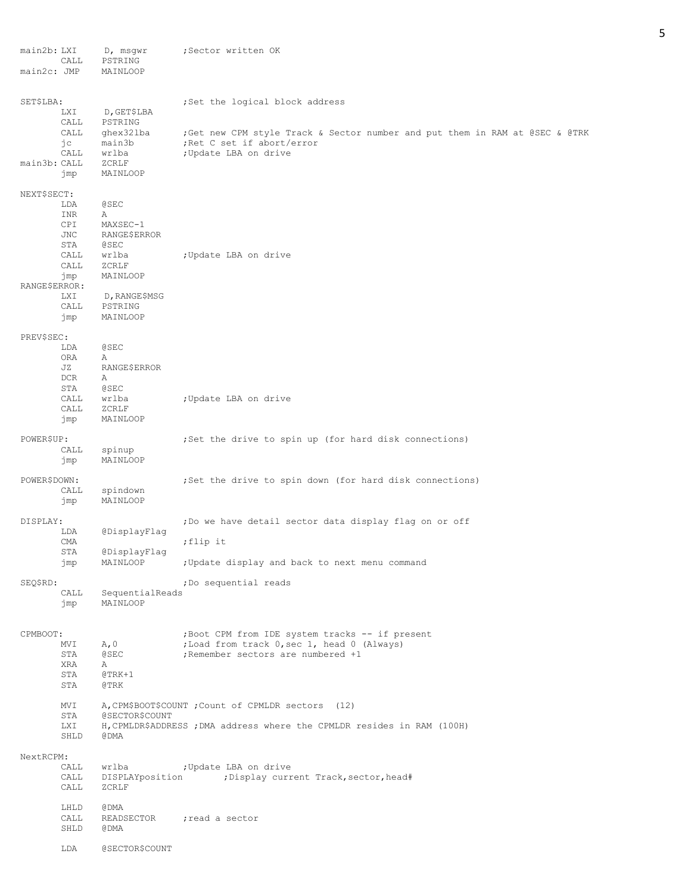```
main2b: LXI     D, msgwr        ;Sector written OK
        CALL    PSTRING
main2c: JMP     MAINLOOP


SET$LBA:                        ;Set the logical block address
        LXI     D,GET$LBA
        CALL    PSTRING
        CALL    ghex32lba       ;Get new CPM style Track & Sector number and put them in RAM at @SEC & @TRK
        jc      main3b          ;Ret C set if abort/error
        CALL    wrlba           ;Update LBA on drive
main3b: CALL    ZCRLF
        jmp     MAINLOOP

NEXT$SECT:
        LDA     @SEC
        INR     A
        CPI     MAXSEC-1
        JNC     RANGE$ERROR
        STA     @SEC
        CALL    wrlba           ;Update LBA on drive
        CALL    ZCRLF
        jmp     MAINLOOP
RANGE$ERROR:
        LXI     D,RANGE$MSG
        CALL    PSTRING
        jmp     MAINLOOP

PREV$SEC:
        LDA     @SEC
        ORA     A
        JZ      RANGE$ERROR
        DCR     A
        STA     @SEC
        CALL    wrlba           ;Update LBA on drive
        CALL    ZCRLF
        jmp     MAINLOOP

POWER$UP:                       ;Set the drive to spin up (for hard disk connections)
        CALL    spinup
        jmp     MAINLOOP

POWER$DOWN:                     ;Set the drive to spin down (for hard disk connections)
        CALL    spindown
        jmp     MAINLOOP

DISPLAY:                        ;Do we have detail sector data display flag on or off
        LDA     @DisplayFlag
        CMA                     ;flip it
        STA     @DisplayFlag
        jmp     MAINLOOP        ;Update display and back to next menu command

SEQ$RD:                         ;Do sequential reads
        CALL    SequentialReads
        jmp     MAINLOOP


CPMBOOT:                        ;Boot CPM from IDE system tracks -- if present
        MVI     A,0             ;Load from track 0,sec 1, head 0 (Always)
        STA     @SEC            ;Remember sectors are numbered +1
        XRA     A
        STA     @TRK+1
        STA     @TRK

        MVI     A,CPM$BOOT$COUNT ;Count of CPMLDR sectors  (12)
        STA     @SECTOR$COUNT
        LXI     H,CPMLDR$ADDRESS ;DMA address where the CPMLDR resides in RAM (100H)
        SHLD    @DMA

NextRCPM:
        CALL    wrlba           ;Update LBA on drive
        CALL    DISPLAYposition         ;Display current Track,sector,head#
        CALL    ZCRLF

        LHLD    @DMA
        CALL    READSECTOR      ;read a sector
        SHLD    @DMA

        LDA     @SECTOR$COUNT
```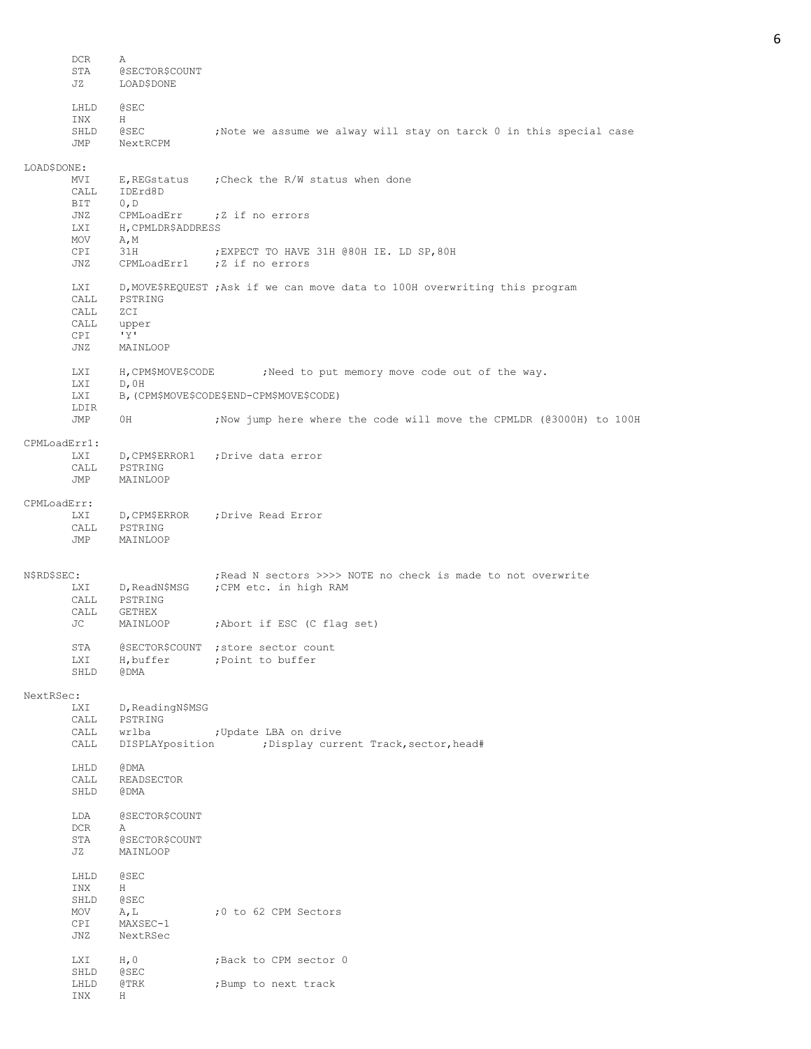```
        DCR     A
        STA     @SECTOR$COUNT
        JZ      LOAD$DONE

        LHLD    @SEC
        INX     H
        SHLD    @SEC            ;Note we assume we alway will stay on tarck 0 in this special case
        JMP     NextRCPM

LOAD$DONE:
        MVI     E,REGstatus     ;Check the R/W status when done
        CALL    IDErd8D
        BIT     0,D
        JNZ     CPMLoadErr      ;Z if no errors
        LXI     H,CPMLDR$ADDRESS
        MOV     A,M
        CPI     31H             ;EXPECT TO HAVE 31H @80H IE. LD SP,80H
        JNZ     CPMLoadErr1     ;Z if no errors

        LXI     D,MOVE$REQUEST  ;Ask if we can move data to 100H overwriting this program
        CALL    PSTRING
        CALL    ZCI
        CALL    upper
        CPI     'Y'
        JNZ     MAINLOOP

        LXI     H,CPM$MOVE$CODE         ;Need to put memory move code out of the way.
        LXI     D,0H
        LXI     B,(CPM$MOVE$CODE$END-CPM$MOVE$CODE)
        LDIR
        JMP     0H              ;Now jump here where the code will move the CPMLDR (@3000H) to 100H

CPMLoadErr1:
        LXI     D,CPM$ERROR1    ;Drive data error
        CALL    PSTRING
        JMP     MAINLOOP

CPMLoadErr:
        LXI     D,CPM$ERROR     ;Drive Read Error
        CALL    PSTRING
        JMP     MAINLOOP


N$RD$SEC:                       ;Read N sectors >>>> NOTE no check is made to not overwrite
        LXI     D,ReadN$MSG     ;CPM etc. in high RAM
        CALL    PSTRING
        CALL    GETHEX
        JC      MAINLOOP        ;Abort if ESC (C flag set)

        STA     @SECTOR$COUNT   ;store sector count
        LXI     H,buffer        ;Point to buffer
        SHLD    @DMA

NextRSec:
        LXI     D,ReadingN$MSG
        CALL    PSTRING
        CALL    wrlba           ;Update LBA on drive
        CALL    DISPLAYposition         ;Display current Track,sector,head#

        LHLD    @DMA
        CALL    READSECTOR
        SHLD    @DMA

        LDA     @SECTOR$COUNT
        DCR     A
        STA     @SECTOR$COUNT
        JZ      MAINLOOP

        LHLD    @SEC
        INX     H
        SHLD    @SEC
        MOV     A,L             ;0 to 62 CPM Sectors
        CPI     MAXSEC-1
        JNZ     NextRSec

        LXI     H,0             ;Back to CPM sector 0
        SHLD    @SEC
        LHLD    @TRK            ;Bump to next track
        INX     H
```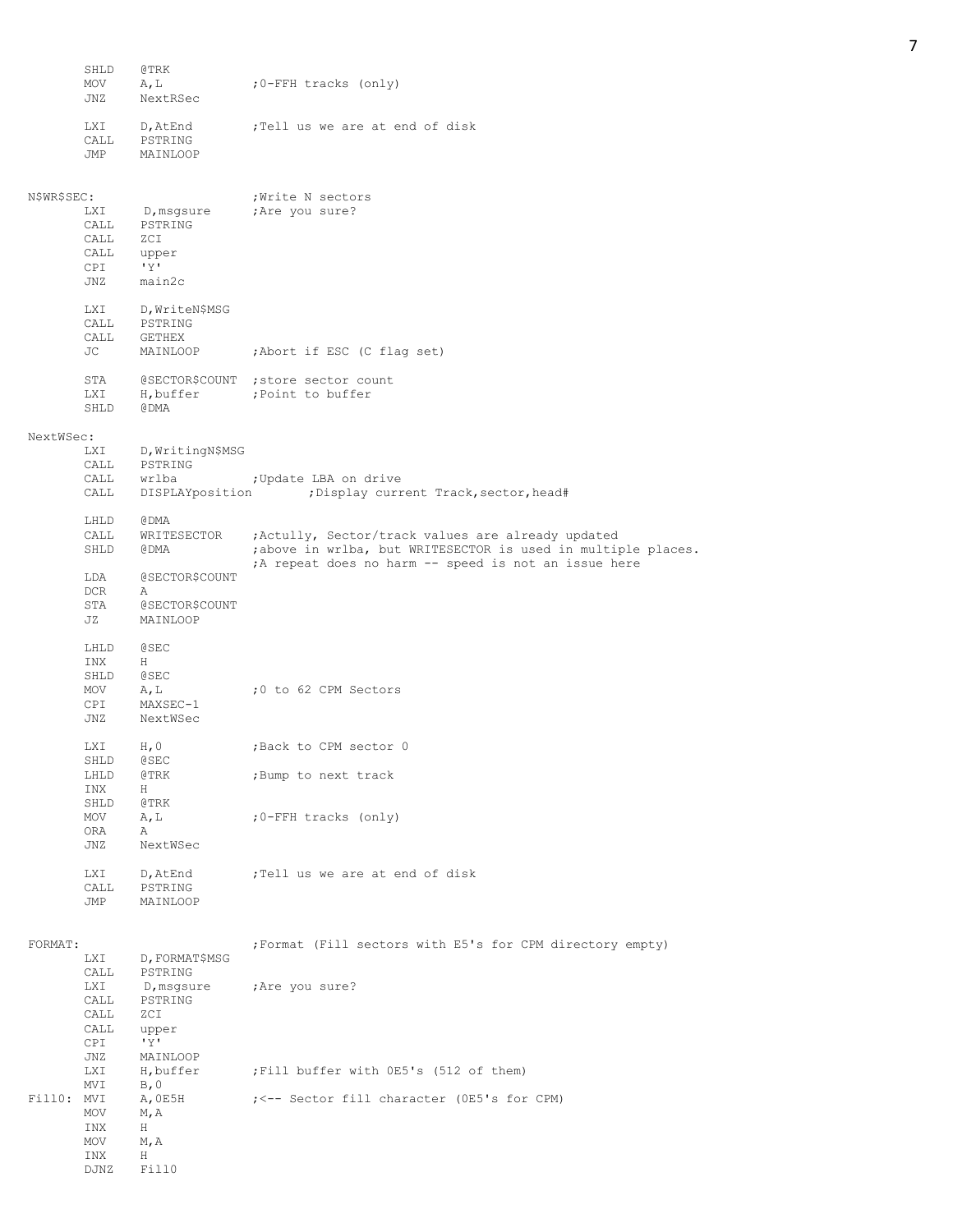```
        SHLD    @TRK
        MOV     A,L             ;0-FFH tracks (only)
        JNZ     NextRSec

        LXI     D,AtEnd         ;Tell us we are at end of disk
        CALL    PSTRING
        JMP     MAINLOOP


N$WR$SEC:                       ;Write N sectors
        LXI      D,msgsure      ;Are you sure?
        CALL    PSTRING
        CALL    ZCI
        CALL    upper
        CPI     'Y'
        JNZ     main2c

        LXI     D,WriteN$MSG
        CALL    PSTRING
        CALL    GETHEX
        JC      MAINLOOP        ;Abort if ESC (C flag set)

        STA     @SECTOR$COUNT   ;store sector count
        LXI     H,buffer        ;Point to buffer
        SHLD    @DMA

NextWSec:
        LXI     D,WritingN$MSG
        CALL    PSTRING
        CALL    wrlba           ;Update LBA on drive
        CALL    DISPLAYposition         ;Display current Track,sector,head#

        LHLD    @DMA
        CALL    WRITESECTOR     ;Actully, Sector/track values are already updated
        SHLD    @DMA            ;above in wrlba, but WRITESECTOR is used in multiple places.
                                ;A repeat does no harm -- speed is not an issue here
        LDA     @SECTOR$COUNT
        DCR     A
        STA     @SECTOR$COUNT
        JZ      MAINLOOP

        LHLD    @SEC
        INX     H
        SHLD    @SEC
        MOV     A,L             ;0 to 62 CPM Sectors
        CPI     MAXSEC-1
        JNZ     NextWSec

        LXI     H,0             ;Back to CPM sector 0
        SHLD    @SEC
        LHLD    @TRK            ;Bump to next track
        INX     H
        SHLD    @TRK
        MOV     A,L             ;0-FFH tracks (only)
        ORA     A
        JNZ     NextWSec

        LXI     D,AtEnd         ;Tell us we are at end of disk
        CALL    PSTRING
        JMP     MAINLOOP


FORMAT:                         ;Format (Fill sectors with E5's for CPM directory empty)
        LXI     D,FORMAT$MSG
        CALL    PSTRING
        LXI      D,msgsure      ;Are you sure?
        CALL    PSTRING
        CALL    ZCI
        CALL    upper
        CPI     'Y'
        JNZ     MAINLOOP
        LXI     H,buffer        ;Fill buffer with 0E5's (512 of them)
        MVI     B,0
Fill0:  MVI     A,0E5H          ;<-- Sector fill character (0E5's for CPM)
        MOV     M,A
        INX     H
        MOV     M,A
        INX     H
        DJNZ    Fill0
```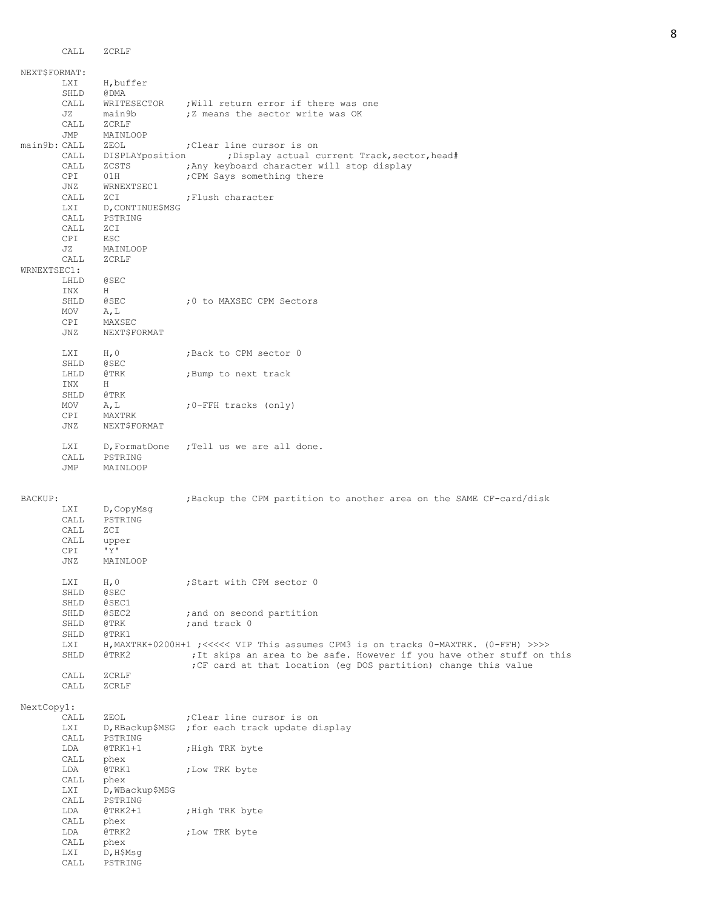```
        CALL    ZCRLF

NEXT$FORMAT:
        LXI     H,buffer
        SHLD    @DMA
        CALL    WRITESECTOR     ;Will return error if there was one
        JZ      main9b          ;Z means the sector write was OK
        CALL    ZCRLF
        JMP     MAINLOOP
main9b: CALL    ZEOL            ;Clear line cursor is on
        CALL    DISPLAYposition         ;Display actual current Track,sector,head#
        CALL    ZCSTS           ;Any keyboard character will stop display
        CPI     01H             ;CPM Says something there
        JNZ     WRNEXTSEC1
        CALL    ZCI             ;Flush character
        LXI     D,CONTINUE$MSG
        CALL    PSTRING
        CALL    ZCI
        CPI     ESC
        JZ      MAINLOOP
        CALL    ZCRLF
WRNEXTSEC1:
        LHLD    @SEC
        INX     H
        SHLD    @SEC            ;0 to MAXSEC CPM Sectors
        MOV     A,L
        CPI     MAXSEC
        JNZ     NEXT$FORMAT

        LXI     H,0             ;Back to CPM sector 0
        SHLD    @SEC
        LHLD    @TRK            ;Bump to next track
        INX     H
        SHLD    @TRK
        MOV     A,L             ;0-FFH tracks (only)
        CPI     MAXTRK
        JNZ     NEXT$FORMAT

        LXI     D,FormatDone    ;Tell us we are all done.
        CALL    PSTRING
        JMP     MAINLOOP


BACKUP:                         ;Backup the CPM partition to another area on the SAME CF-card/disk
        LXI     D,CopyMsg
        CALL    PSTRING
        CALL    ZCI
        CALL    upper
        CPI     'Y'
        JNZ     MAINLOOP

        LXI     H,0             ;Start with CPM sector 0
        SHLD    @SEC
        SHLD    @SEC1
        SHLD    @SEC2           ;and on second partition
        SHLD    @TRK            ;and track 0
        SHLD    @TRK1
        LXI     H,MAXTRK+0200H+1 ;<<<<< VIP This assumes CPM3 is on tracks 0-MAXTRK. (0-FFH) >>>>
        SHLD    @TRK2            ;It skips an area to be safe. However if you have other stuff on this
                                 ;CF card at that location (eg DOS partition) change this value
        CALL    ZCRLF
        CALL    ZCRLF

NextCopy1:
        CALL    ZEOL            ;Clear line cursor is on
        LXI     D,RBackup$MSG   ;for each track update display
        CALL    PSTRING
        LDA     @TRK1+1         ;High TRK byte
        CALL    phex
        LDA     @TRK1           ;Low TRK byte
        CALL    phex
        LXI     D,WBackup$MSG
        CALL    PSTRING
        LDA     @TRK2+1         ;High TRK byte
        CALL    phex
        LDA     @TRK2           ;Low TRK byte
        CALL    phex
        LXI     D,H$Msg
        CALL    PSTRING
```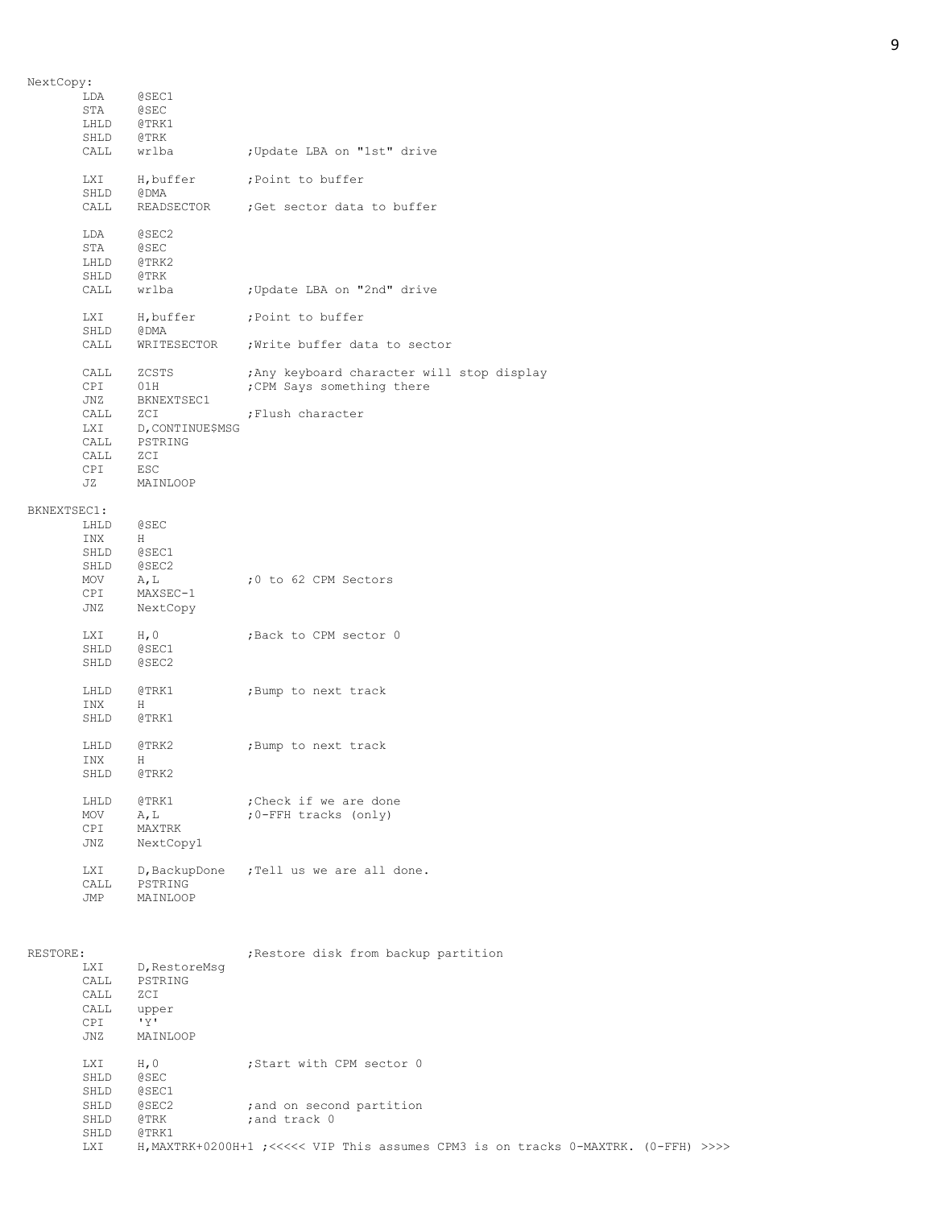```
NextCopy:
        LDA     @SEC1
        STA     @SEC
        LHLD    @TRK1
        SHLD    @TRK
        CALL    wrlba           ;Update LBA on "1st" drive

        LXI     H,buffer        ;Point to buffer
        SHLD    @DMA
        CALL    READSECTOR      ;Get sector data to buffer

        LDA     @SEC2
        STA     @SEC
        LHLD    @TRK2
        SHLD    @TRK
        CALL    wrlba           ;Update LBA on "2nd" drive

        LXI     H,buffer        ;Point to buffer
        SHLD    @DMA
        CALL    WRITESECTOR     ;Write buffer data to sector

        CALL    ZCSTS           ;Any keyboard character will stop display
        CPI     01H             ;CPM Says something there
        JNZ     BKNEXTSEC1
        CALL    ZCI             ;Flush character
        LXI     D,CONTINUE$MSG
        CALL    PSTRING
        CALL    ZCI
        CPI     ESC
        JZ      MAINLOOP

BKNEXTSEC1:
        LHLD    @SEC
        INX     H
        SHLD    @SEC1
        SHLD    @SEC2
        MOV     A,L             ;0 to 62 CPM Sectors
        CPI     MAXSEC-1
        JNZ     NextCopy

        LXI     H,0             ;Back to CPM sector 0
        SHLD    @SEC1
        SHLD    @SEC2

        LHLD    @TRK1           ;Bump to next track
        INX     H
        SHLD    @TRK1

        LHLD    @TRK2           ;Bump to next track
        INX     H
        SHLD    @TRK2

        LHLD    @TRK1           ;Check if we are done
        MOV     A,L             ;0-FFH tracks (only)
        CPI     MAXTRK
        JNZ     NextCopy1

        LXI     D,BackupDone    ;Tell us we are all done.
        CALL    PSTRING
        JMP     MAINLOOP



RESTORE:                        ;Restore disk from backup partition
        LXI     D,RestoreMsg
        CALL    PSTRING
        CALL    ZCI
        CALL    upper
        CPI     'Y'
        JNZ     MAINLOOP

        LXI     H,0             ;Start with CPM sector 0
        SHLD    @SEC
        SHLD    @SEC1
        SHLD    @SEC2           ;and on second partition
        SHLD    @TRK            ;and track 0
        SHLD    @TRK1
        LXI     H,MAXTRK+0200H+1 ;<<<<< VIP This assumes CPM3 is on tracks 0-MAXTRK. (0-FFH) >>>>
```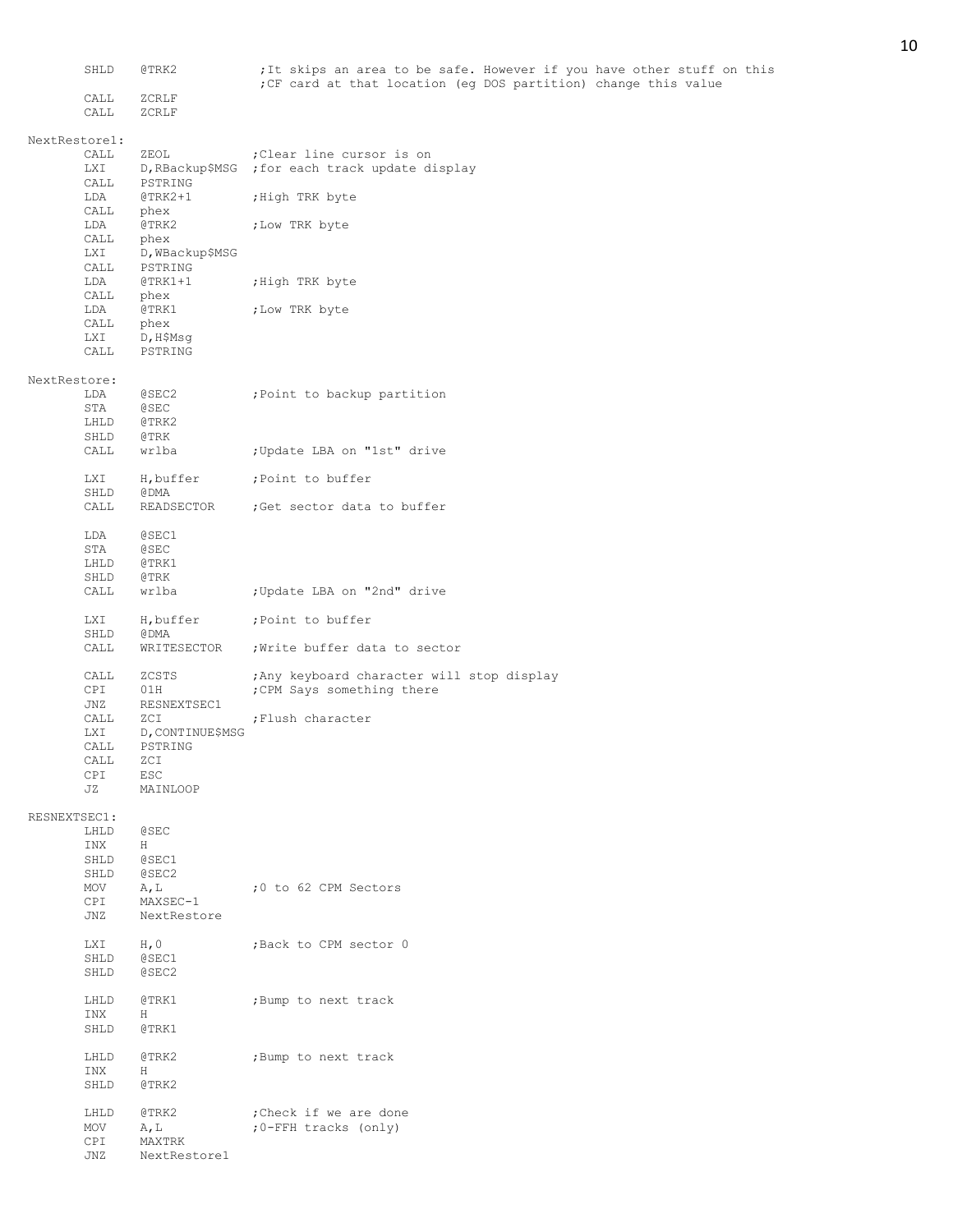```
        SHLD    @TRK2           ;It skips an area to be safe. However if you have other stuff on this
                                ;CF card at that location (eg DOS partition) change this value
        CALL    ZCRLF
        CALL    ZCRLF

NextRestore1:
        CALL    ZEOL            ;Clear line cursor is on
        LXI     D,RBackup$MSG   ;for each track update display
        CALL    PSTRING
        LDA     @TRK2+1         ;High TRK byte
        CALL    phex
        LDA     @TRK2           ;Low TRK byte
        CALL    phex
        LXI     D,WBackup$MSG
        CALL    PSTRING
        LDA     @TRK1+1         ;High TRK byte
        CALL    phex
        LDA     @TRK1           ;Low TRK byte
        CALL    phex
        LXI     D,H$Msg
        CALL    PSTRING

NextRestore:
        LDA     @SEC2           ;Point to backup partition
        STA     @SEC
        LHLD    @TRK2
        SHLD    @TRK
        CALL    wrlba           ;Update LBA on "1st" drive

        LXI     H,buffer        ;Point to buffer
        SHLD    @DMA
        CALL    READSECTOR      ;Get sector data to buffer

        LDA     @SEC1
        STA     @SEC
        LHLD    @TRK1
        SHLD    @TRK
        CALL    wrlba           ;Update LBA on "2nd" drive

        LXI     H,buffer        ;Point to buffer
        SHLD    @DMA
        CALL    WRITESECTOR     ;Write buffer data to sector

        CALL    ZCSTS           ;Any keyboard character will stop display
        CPI     01H             ;CPM Says something there
        JNZ     RESNEXTSEC1
        CALL    ZCI             ;Flush character
        LXI     D,CONTINUE$MSG
        CALL    PSTRING
        CALL    ZCI
        CPI     ESC
        JZ      MAINLOOP

RESNEXTSEC1:
        LHLD    @SEC
        INX     H
        SHLD    @SEC1
        SHLD    @SEC2
        MOV     A,L             ;0 to 62 CPM Sectors
        CPI     MAXSEC-1
        JNZ     NextRestore

        LXI     H,0             ;Back to CPM sector 0
        SHLD    @SEC1
        SHLD    @SEC2

        LHLD    @TRK1           ;Bump to next track
        INX     H
        SHLD    @TRK1

        LHLD    @TRK2           ;Bump to next track
        INX     H
        SHLD    @TRK2

        LHLD    @TRK2           ;Check if we are done
        MOV     A,L             ;0-FFH tracks (only)
        CPI     MAXTRK
        JNZ     NextRestore1
```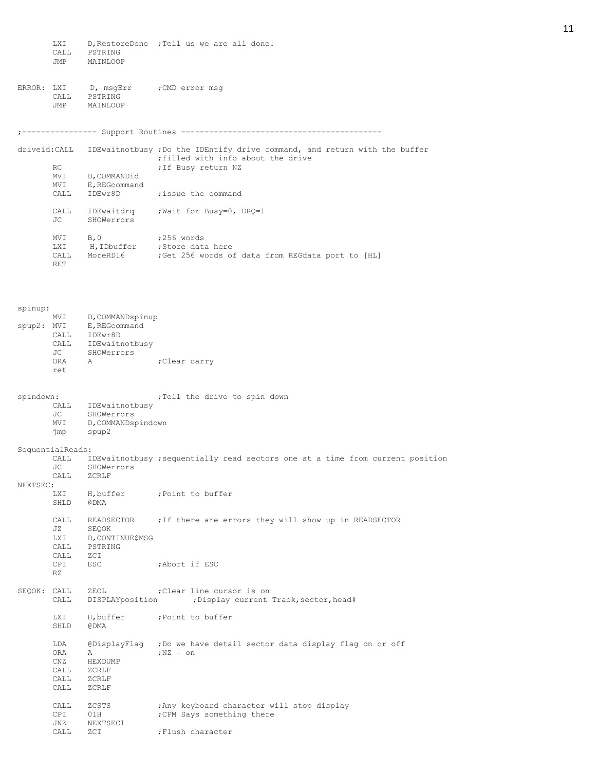```
        LXI     D,RestoreDone  ;Tell us we are all done.
        CALL    PSTRING
        JMP     MAINLOOP


ERROR:  LXI      D, msgErr      ;CMD error msg
        CALL    PSTRING
        JMP     MAINLOOP


;---------------- Support Routines -------------------------------------------

driveid:CALL    IDEwaitnotbusy ;Do the IDEntify drive command, and return with the buffer
                               ;filled with info about the drive
        RC                     ;If Busy return NZ
        MVI     D,COMMANDid
        MVI     E,REGcommand
        CALL    IDEwr8D        ;issue the command

        CALL    IDEwaitdrq     ;Wait for Busy=0, DRQ=1
        JC      SHOWerrors

        MVI     B,0            ;256 words
        LXI      H,IDbuffer    ;Store data here
        CALL    MoreRD16       ;Get 256 words of data from REGdata port to [HL]
        RET




spinup:
        MVI     D,COMMANDspinup
spup2:  MVI     E,REGcommand
        CALL    IDEwr8D
        CALL    IDEwaitnotbusy
        JC      SHOWerrors
        ORA     A              ;Clear carry
        ret


spindown:                      ;Tell the drive to spin down
        CALL    IDEwaitnotbusy
        JC      SHOWerrors
        MVI     D,COMMANDspindown
        jmp     spup2

SequentialReads:
        CALL    IDEwaitnotbusy ;sequentially read sectors one at a time from current position
        JC      SHOWerrors
        CALL    ZCRLF
NEXTSEC:
        LXI     H,buffer       ;Point to buffer
        SHLD    @DMA

        CALL    READSECTOR     ;If there are errors they will show up in READSECTOR
        JZ      SEQOK
        LXI     D,CONTINUE$MSG
        CALL    PSTRING
        CALL    ZCI
        CPI     ESC            ;Abort if ESC
        RZ

SEQOK:  CALL    ZEOL           ;Clear line cursor is on
        CALL    DISPLAYposition        ;Display current Track,sector,head#

        LXI     H,buffer       ;Point to buffer
        SHLD    @DMA

        LDA     @DisplayFlag   ;Do we have detail sector data display flag on or off
        ORA     A              ;NZ = on
        CNZ     HEXDUMP
        CALL    ZCRLF
        CALL    ZCRLF
        CALL    ZCRLF

        CALL    ZCSTS          ;Any keyboard character will stop display
        CPI     01H            ;CPM Says something there
        JNZ     NEXTSEC1
        CALL    ZCI            ;Flush character
```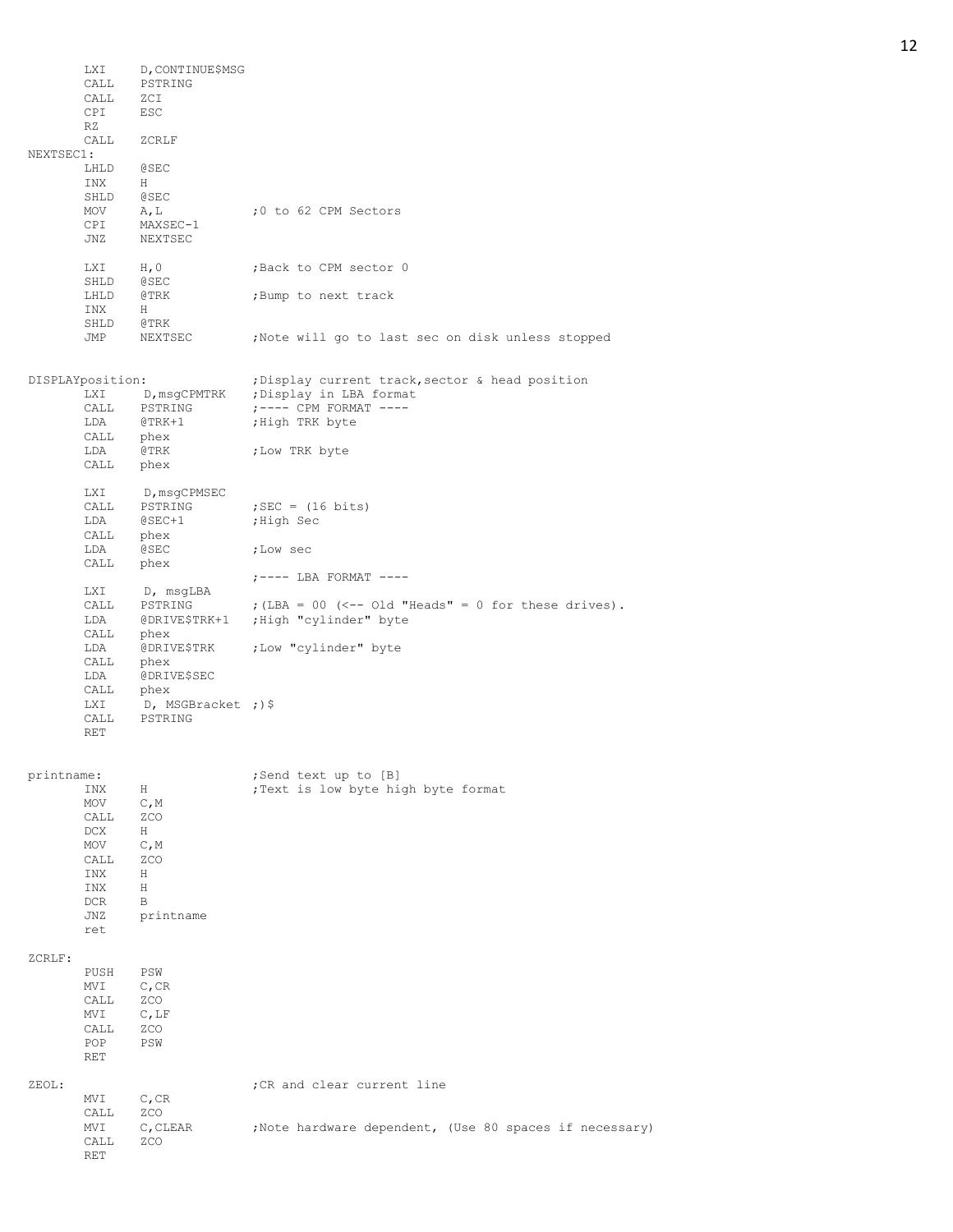```
        LXI     D,CONTINUE$MSG
        CALL    PSTRING
        CALL    ZCI
        CPI     ESC
        RZ
        CALL    ZCRLF
NEXTSEC1:
        LHLD    @SEC
        INX     H
        SHLD    @SEC
        MOV     A,L             ;0 to 62 CPM Sectors
        CPI     MAXSEC-1
        JNZ     NEXTSEC

        LXI     H,0             ;Back to CPM sector 0
        SHLD    @SEC
        LHLD    @TRK            ;Bump to next track
        INX     H
        SHLD    @TRK
        JMP     NEXTSEC         ;Note will go to last sec on disk unless stopped


DISPLAYposition:                ;Display current track,sector & head position
        LXI     D,msgCPMTRK     ;Display in LBA format
        CALL    PSTRING         ;---- CPM FORMAT ----
        LDA     @TRK+1          ;High TRK byte
        CALL    phex
        LDA     @TRK            ;Low TRK byte
        CALL    phex

        LXI     D,msgCPMSEC
        CALL    PSTRING         ;SEC = (16 bits)
        LDA     @SEC+1          ;High Sec
        CALL    phex
        LDA     @SEC            ;Low sec
        CALL    phex
                                ;---- LBA FORMAT ----
        LXI     D, msgLBA
        CALL    PSTRING         ;(LBA = 00 (<-- Old "Heads" = 0 for these drives).
        LDA     @DRIVE$TRK+1    ;High "cylinder" byte
        CALL    phex
        LDA     @DRIVE$TRK      ;Low "cylinder" byte
        CALL    phex
        LDA     @DRIVE$SEC
        CALL    phex
        LXI     D, MSGBracket ;)$
        CALL    PSTRING
        RET


printname:                      ;Send text up to [B]
        INX     H               ;Text is low byte high byte format
        MOV     C,M
        CALL    ZCO
        DCX     H
        MOV     C,M
        CALL    ZCO
        INX     H
        INX     H
        DCR     B
        JNZ     printname
        ret

ZCRLF:
        PUSH    PSW
        MVI     C,CR
        CALL    ZCO
        MVI     C,LF
        CALL    ZCO
        POP     PSW
        RET

ZEOL:                           ;CR and clear current line
        MVI     C,CR
        CALL    ZCO
        MVI     C,CLEAR         ;Note hardware dependent, (Use 80 spaces if necessary)
        CALL    ZCO
        RET
```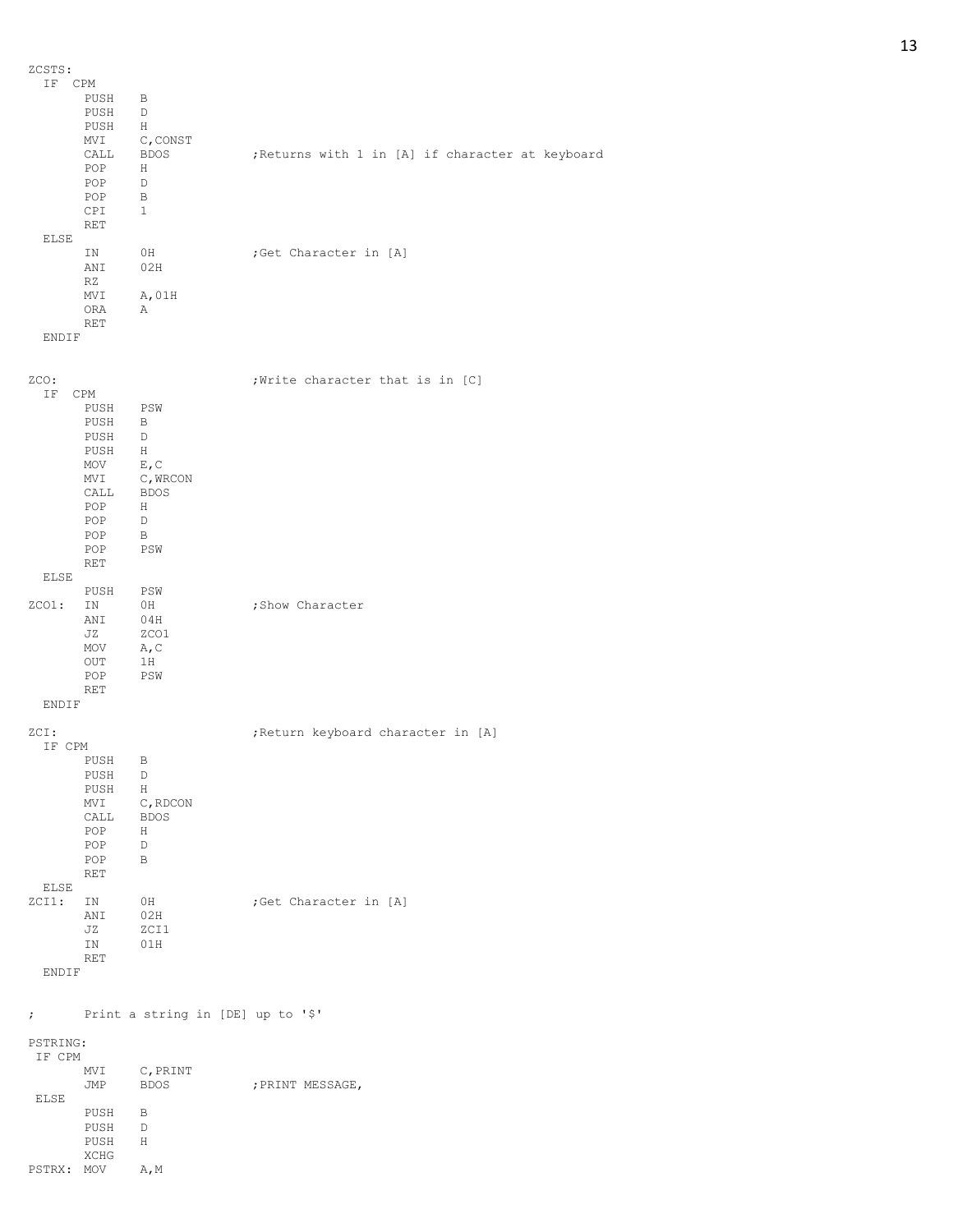```
ZCSTS:
  IF  CPM
        PUSH    B
        PUSH    D
        PUSH    H
        MVI     C,CONST
        CALL    BDOS            ;Returns with 1 in [A] if character at keyboard
        POP     H
        POP     D
        POP     B
        CPI     1
        RET
  ELSE
        IN      0H              ;Get Character in [A]
        ANI     02H
        RZ
        MVI     A,01H
        ORA     A
        RET
  ENDIF


ZCO:                            ;Write character that is in [C]
  IF  CPM
        PUSH    PSW
        PUSH    B
        PUSH    D
        PUSH    H
        MOV     E,C
        MVI     C,WRCON
        CALL    BDOS
        POP     H
        POP     D
        POP     B
        POP     PSW
        RET
  ELSE
        PUSH    PSW
ZCO1:   IN      0H              ;Show Character
        ANI     04H
        JZ      ZCO1
        MOV     A,C
        OUT     1H
        POP     PSW
        RET
  ENDIF

ZCI:                            ;Return keyboard character in [A]
  IF CPM
        PUSH    B
        PUSH    D
        PUSH    H
        MVI     C,RDCON
        CALL    BDOS
        POP     H
        POP     D
        POP     B
        RET
  ELSE
ZCI1:   IN      0H              ;Get Character in [A]
        ANI     02H
        JZ      ZCI1
        IN      01H
        RET
  ENDIF


;       Print a string in [DE] up to '$'

PSTRING:
 IF CPM
        MVI     C,PRINT
        JMP     BDOS            ;PRINT MESSAGE,
 ELSE
        PUSH    B
        PUSH    D
        PUSH    H
        XCHG
PSTRX:  MOV     A,M
```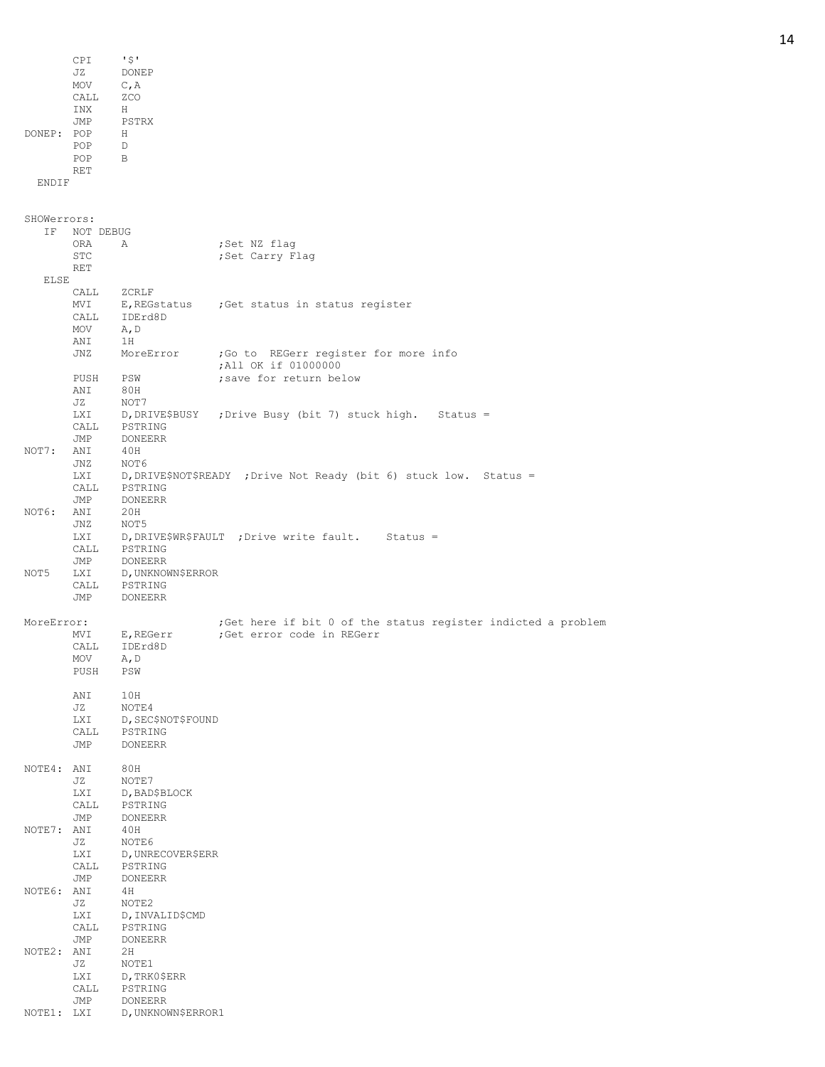```
        CPI     '$'
        JZ      DONEP
        MOV     C,A
        CALL    ZCO
        INX     H
        JMP     PSTRX
DONEP:  POP     H
        POP     D
        POP     B
        RET
  ENDIF


SHOWerrors:
   IF   NOT DEBUG
        ORA     A               ;Set NZ flag
        STC                     ;Set Carry Flag
        RET
   ELSE
        CALL    ZCRLF
        MVI     E,REGstatus     ;Get status in status register
        CALL    IDErd8D
        MOV     A,D
        ANI     1H
        JNZ     MoreError       ;Go to  REGerr register for more info
                                ;All OK if 01000000
        PUSH    PSW             ;save for return below
        ANI     80H
        JZ      NOT7
        LXI     D,DRIVE$BUSY    ;Drive Busy (bit 7) stuck high.   Status =
        CALL    PSTRING
        JMP     DONEERR
NOT7:   ANI     40H
        JNZ     NOT6
        LXI     D,DRIVE$NOT$READY  ;Drive Not Ready (bit 6) stuck low.  Status =
        CALL    PSTRING
        JMP     DONEERR
NOT6:   ANI     20H
        JNZ     NOT5
        LXI     D,DRIVE$WR$FAULT  ;Drive write fault.    Status =
        CALL    PSTRING
        JMP     DONEERR
NOT5    LXI     D,UNKNOWN$ERROR
        CALL    PSTRING
        JMP     DONEERR

MoreError:                      ;Get here if bit 0 of the status register indicted a problem
        MVI     E,REGerr        ;Get error code in REGerr
        CALL    IDErd8D
        MOV     A,D
        PUSH    PSW

        ANI     10H
        JZ      NOTE4
        LXI     D,SEC$NOT$FOUND
        CALL    PSTRING
        JMP     DONEERR

NOTE4:  ANI     80H
        JZ      NOTE7
        LXI     D,BAD$BLOCK
        CALL    PSTRING
        JMP     DONEERR
NOTE7:  ANI     40H
        JZ      NOTE6
        LXI     D,UNRECOVER$ERR
        CALL    PSTRING
        JMP     DONEERR
NOTE6:  ANI     4H
        JZ      NOTE2
        LXI     D,INVALID$CMD
        CALL    PSTRING
        JMP     DONEERR
NOTE2:  ANI     2H
        JZ      NOTE1
        LXI     D,TRK0$ERR
        CALL    PSTRING
        JMP     DONEERR
NOTE1:  LXI     D,UNKNOWN$ERROR1
```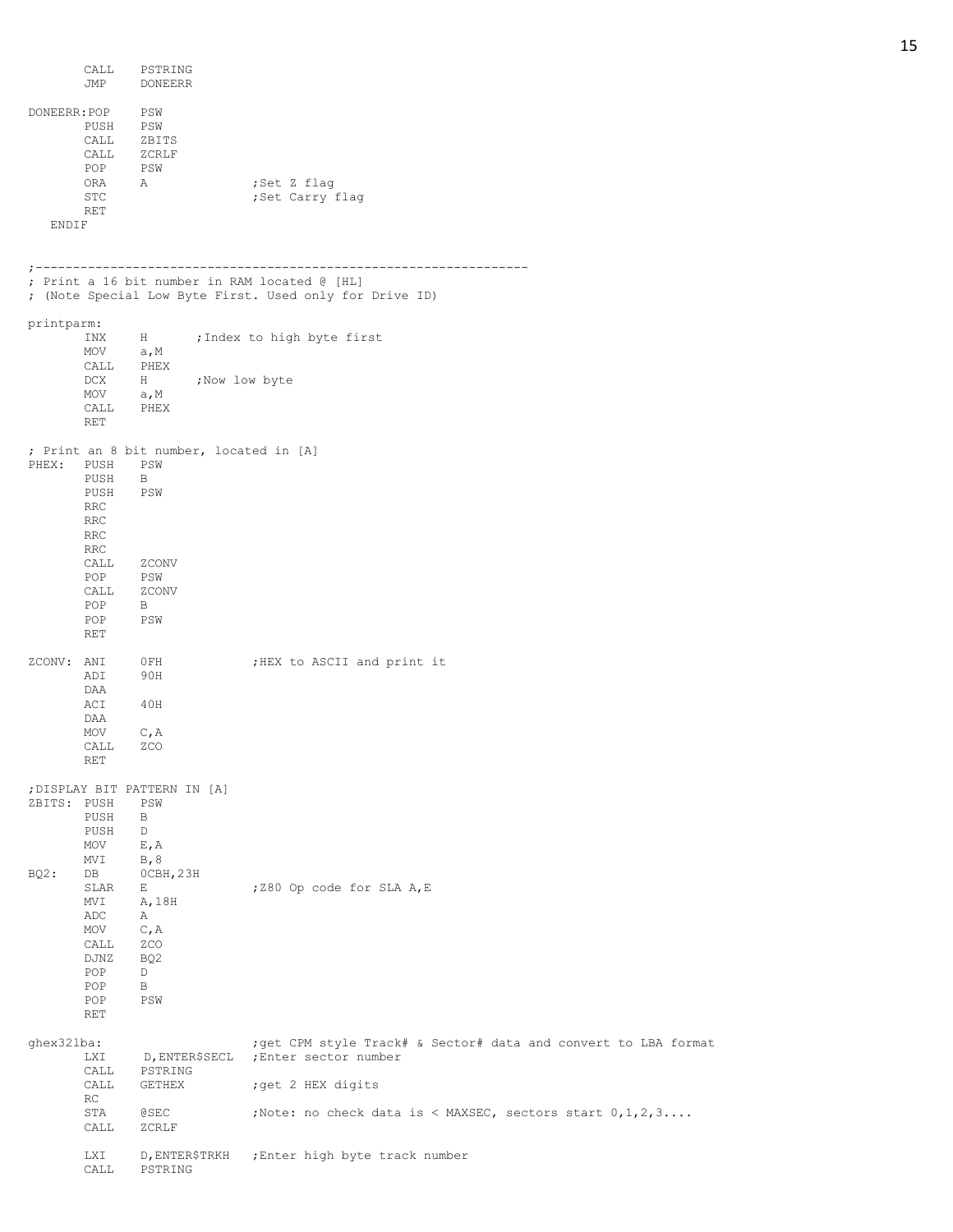```
        CALL    PSTRING
        JMP     DONEERR

DONEERR:POP     PSW
        PUSH    PSW
        CALL    ZBITS
        CALL    ZCRLF
        POP     PSW
        ORA     A               ;Set Z flag
        STC                     ;Set Carry flag
        RET
   ENDIF


;----------------------------------------------------------------
; Print a 16 bit number in RAM located @ [HL]
; (Note Special Low Byte First. Used only for Drive ID)

printparm:
        INX     H       ;Index to high byte first
        MOV     a,M
        CALL    PHEX
        DCX     H       ;Now low byte
        MOV     a,M
        CALL    PHEX
        RET

; Print an 8 bit number, located in [A]
PHEX:   PUSH    PSW
        PUSH    B
        PUSH    PSW
        RRC
        RRC
        RRC
        RRC
        CALL    ZCONV
        POP     PSW
        CALL    ZCONV
        POP     B
        POP     PSW
        RET

ZCONV:  ANI     0FH             ;HEX to ASCII and print it
        ADI     90H
        DAA
        ACI     40H
        DAA
        MOV     C,A
        CALL    ZCO
        RET

;DISPLAY BIT PATTERN IN [A]
ZBITS:  PUSH    PSW
        PUSH    B
        PUSH    D
        MOV     E,A
        MVI     B,8
BQ2:    DB      0CBH,23H
        SLAR    E               ;Z80 Op code for SLA A,E
        MVI     A,18H
        ADC     A
        MOV     C,A
        CALL    ZCO
        DJNZ    BQ2
        POP     D
        POP     B
        POP     PSW
        RET

ghex32lba:                      ;get CPM style Track# & Sector# data and convert to LBA format
        LXI     D,ENTER$SECL    ;Enter sector number
        CALL    PSTRING
        CALL    GETHEX          ;get 2 HEX digits
        RC
        STA     @SEC            ;Note: no check data is < MAXSEC, sectors start 0,1,2,3....
        CALL    ZCRLF

        LXI     D,ENTER$TRKH    ;Enter high byte track number
        CALL    PSTRING
```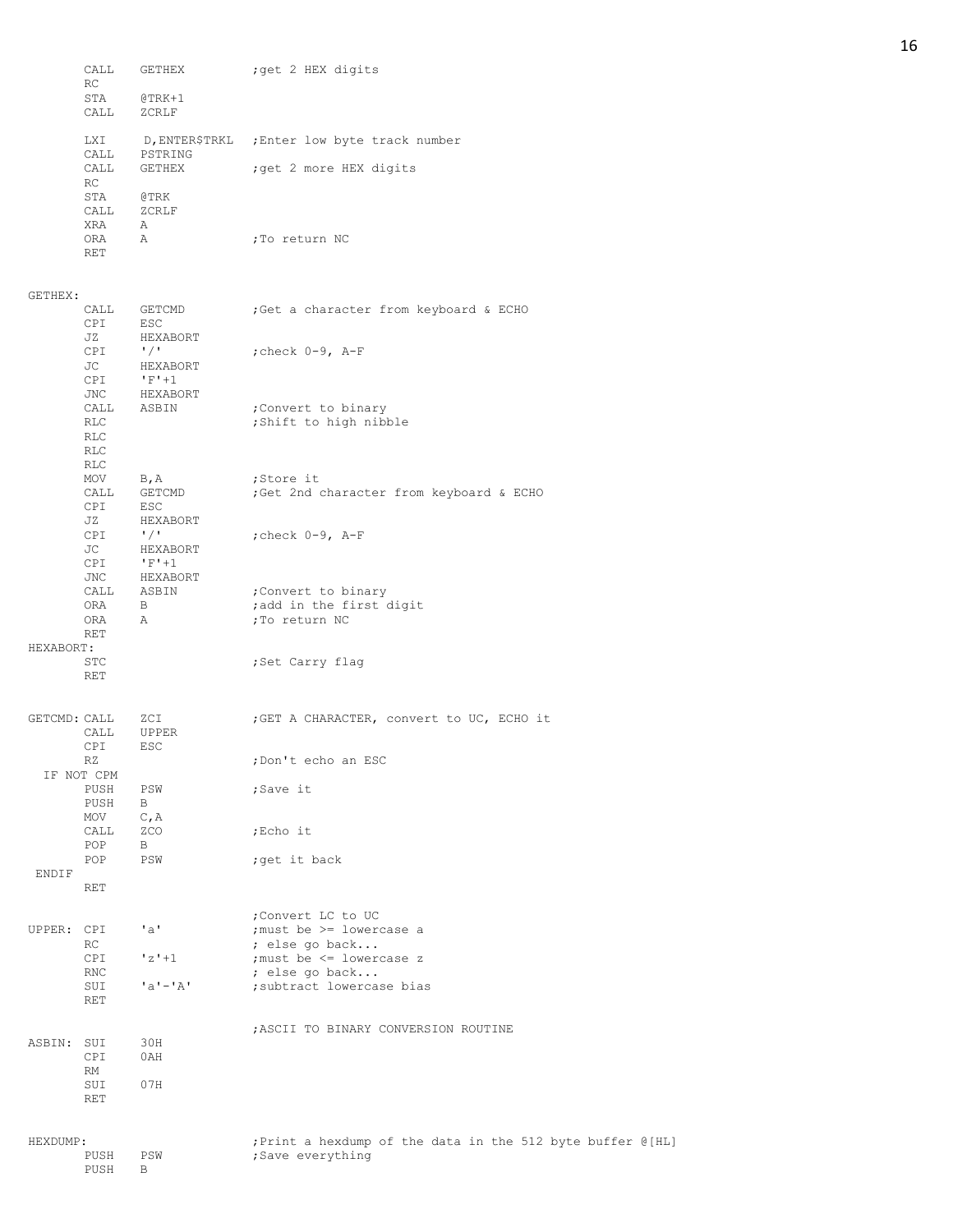```
        CALL    GETHEX          ;get 2 HEX digits
        RC
        STA     @TRK+1
        CALL    ZCRLF

        LXI     D,ENTER$TRKL    ;Enter low byte track number
        CALL    PSTRING
        CALL    GETHEX          ;get 2 more HEX digits
        RC
        STA     @TRK
        CALL    ZCRLF
        XRA     A
        ORA     A               ;To return NC
        RET


GETHEX:
        CALL    GETCMD          ;Get a character from keyboard & ECHO
        CPI     ESC
        JZ      HEXABORT
        CPI     '/'             ;check 0-9, A-F
        JC      HEXABORT
        CPI     'F'+1
        JNC     HEXABORT
        CALL    ASBIN           ;Convert to binary
        RLC                     ;Shift to high nibble
        RLC
        RLC
        RLC
        MOV     B,A             ;Store it
        CALL    GETCMD          ;Get 2nd character from keyboard & ECHO
        CPI     ESC
        JZ      HEXABORT
        CPI     '/'             ;check 0-9, A-F
        JC      HEXABORT
        CPI     'F'+1
        JNC     HEXABORT
        CALL    ASBIN           ;Convert to binary
        ORA     B               ;add in the first digit
        ORA     A               ;To return NC
        RET
HEXABORT:
        STC                     ;Set Carry flag
        RET


GETCMD: CALL    ZCI             ;GET A CHARACTER, convert to UC, ECHO it
        CALL    UPPER
        CPI     ESC
        RZ                      ;Don't echo an ESC
  IF NOT CPM
        PUSH    PSW             ;Save it
        PUSH    B
        MOV     C,A
        CALL    ZCO             ;Echo it
        POP     B
        POP     PSW             ;get it back
 ENDIF
        RET

                                ;Convert LC to UC
UPPER:  CPI     'a'             ;must be >= lowercase a
        RC                      ; else go back...
        CPI     'z'+1           ;must be <= lowercase z
        RNC                     ; else go back...
        SUI     'a'-'A'         ;subtract lowercase bias
        RET

                                ;ASCII TO BINARY CONVERSION ROUTINE
ASBIN:  SUI     30H
        CPI     0AH
        RM
        SUI     07H
        RET


HEXDUMP:                        ;Print a hexdump of the data in the 512 byte buffer @[HL]
        PUSH    PSW             ;Save everything
        PUSH    B
```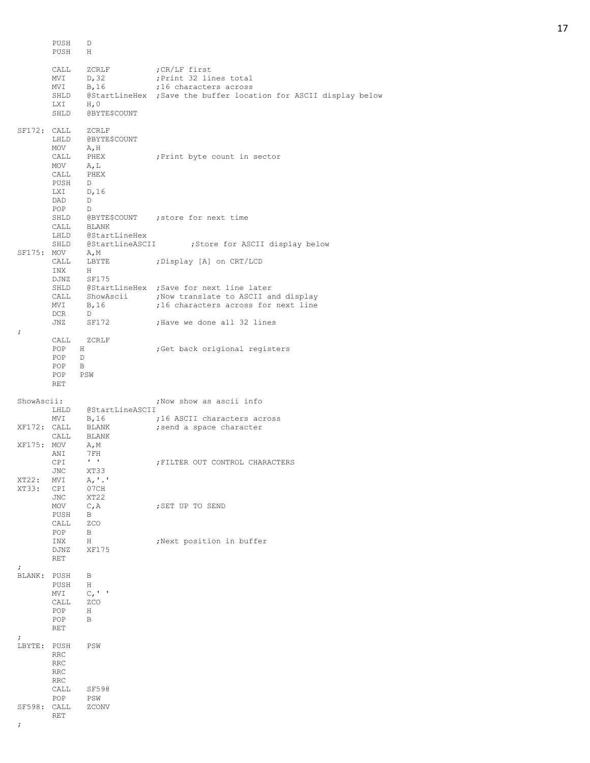```
        PUSH    D
        PUSH    H

        CALL    ZCRLF           ;CR/LF first
        MVI     D,32            ;Print 32 lines total
        MVI     B,16            ;16 characters across
        SHLD    @StartLineHex   ;Save the buffer location for ASCII display below
        LXI     H,0
        SHLD    @BYTE$COUNT

SF172:  CALL    ZCRLF
        LHLD    @BYTE$COUNT
        MOV     A,H
        CALL    PHEX            ;Print byte count in sector
        MOV     A,L
        CALL    PHEX
        PUSH    D
        LXI     D,16
        DAD     D
        POP     D
        SHLD    @BYTE$COUNT     ;store for next time
        CALL    BLANK
        LHLD    @StartLineHex
        SHLD    @StartLineASCII         ;Store for ASCII display below
SF175:  MOV     A,M
        CALL    LBYTE           ;Display [A] on CRT/LCD
        INX     H
        DJNZ    SF175
        SHLD    @StartLineHex   ;Save for next line later
        CALL    ShowAscii       ;Now translate to ASCII and display
        MVI     B,16            ;16 characters across for next line
        DCR     D
        JNZ     SF172           ;Have we done all 32 lines
;
        CALL    ZCRLF
        POP   H                 ;Get back origional registers
        POP   D
        POP   B
        POP   PSW
        RET

ShowAscii:                      ;Now show as ascii info
        LHLD    @StartLineASCII
        MVI     B,16            ;16 ASCII characters across
XF172:  CALL    BLANK           ;send a space character
        CALL    BLANK
XF175:  MOV     A,M
        ANI     7FH
        CPI     ' '             ;FILTER OUT CONTROL CHARACTERS
        JNC     XT33
XT22:   MVI     A,'.'
XT33:   CPI     07CH
        JNC     XT22
        MOV     C,A             ;SET UP TO SEND
        PUSH    B
        CALL    ZCO
        POP     B
        INX     H               ;Next position in buffer
        DJNZ    XF175
        RET
;
BLANK:  PUSH    B
        PUSH    H
        MVI     C,' '
        CALL    ZCO
        POP     H
        POP     B
        RET
;
LBYTE:  PUSH    PSW
        RRC
        RRC
        RRC
        RRC
        CALL    SF598
        POP     PSW
SF598:  CALL    ZCONV
        RET
;
```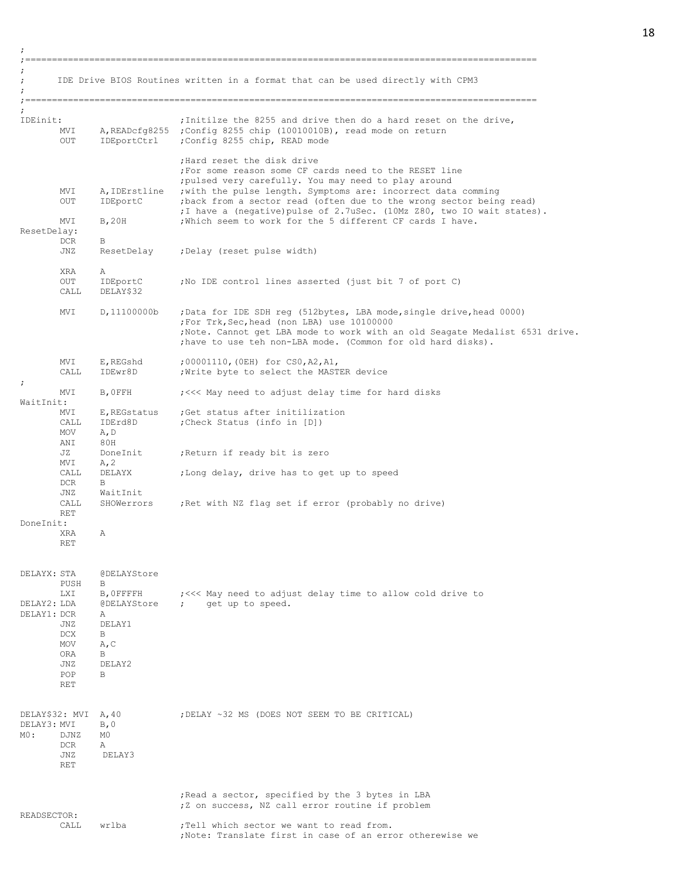```
;
;================================================================================================
;
;      IDE Drive BIOS Routines written in a format that can be used directly with CPM3
;
;================================================================================================
;
IDEinit:                        ;Initilze the 8255 and drive then do a hard reset on the drive,
        MVI     A,READcfg8255   ;Config 8255 chip (10010010B), read mode on return
        OUT     IDEportCtrl     ;Config 8255 chip, READ mode

                                ;Hard reset the disk drive
                                ;For some reason some CF cards need to the RESET line
                                ;pulsed very carefully. You may need to play around
        MVI     A,IDErstline    ;with the pulse length. Symptoms are: incorrect data comming
        OUT     IDEportC        ;back from a sector read (often due to the wrong sector being read)
                                ;I have a (negative)pulse of 2.7uSec. (10Mz Z80, two IO wait states).
        MVI     B,20H           ;Which seem to work for the 5 different CF cards I have.
ResetDelay:
        DCR     B
        JNZ     ResetDelay      ;Delay (reset pulse width)

        XRA     A
        OUT     IDEportC        ;No IDE control lines asserted (just bit 7 of port C)
        CALL    DELAY$32

        MVI     D,11100000b     ;Data for IDE SDH reg (512bytes, LBA mode,single drive,head 0000)
                                ;For Trk,Sec,head (non LBA) use 10100000
                                ;Note. Cannot get LBA mode to work with an old Seagate Medalist 6531 drive.
                                ;have to use teh non-LBA mode. (Common for old hard disks).

        MVI     E,REGshd        ;00001110,(0EH) for CS0,A2,A1,
        CALL    IDEwr8D         ;Write byte to select the MASTER device
;
        MVI     B,0FFH          ;<<< May need to adjust delay time for hard disks
WaitInit:
        MVI     E,REGstatus     ;Get status after initilization
        CALL    IDErd8D         ;Check Status (info in [D])
        MOV     A,D
        ANI     80H
        JZ      DoneInit        ;Return if ready bit is zero
        MVI     A,2
        CALL    DELAYX          ;Long delay, drive has to get up to speed
        DCR     B
        JNZ     WaitInit
        CALL    SHOWerrors      ;Ret with NZ flag set if error (probably no drive)
        RET
DoneInit:
        XRA     A
        RET


DELAYX: STA     @DELAYStore
        PUSH    B
        LXI     B,0FFFFH        ;<<< May need to adjust delay time to allow cold drive to
DELAY2: LDA     @DELAYStore     ;    get up to speed.
DELAY1: DCR     A
        JNZ     DELAY1
        DCX     B
        MOV     A,C
        ORA     B
        JNZ     DELAY2
        POP     B
        RET


DELAY$32: MVI   A,40            ;DELAY ~32 MS (DOES NOT SEEM TO BE CRITICAL)
DELAY3: MVI     B,0
M0:     DJNZ    M0
        DCR     A
        JNZ      DELAY3
        RET


                                ;Read a sector, specified by the 3 bytes in LBA
                                ;Z on success, NZ call error routine if problem
READSECTOR:
        CALL    wrlba           ;Tell which sector we want to read from.
                                ;Note: Translate first in case of an error otherewise we
```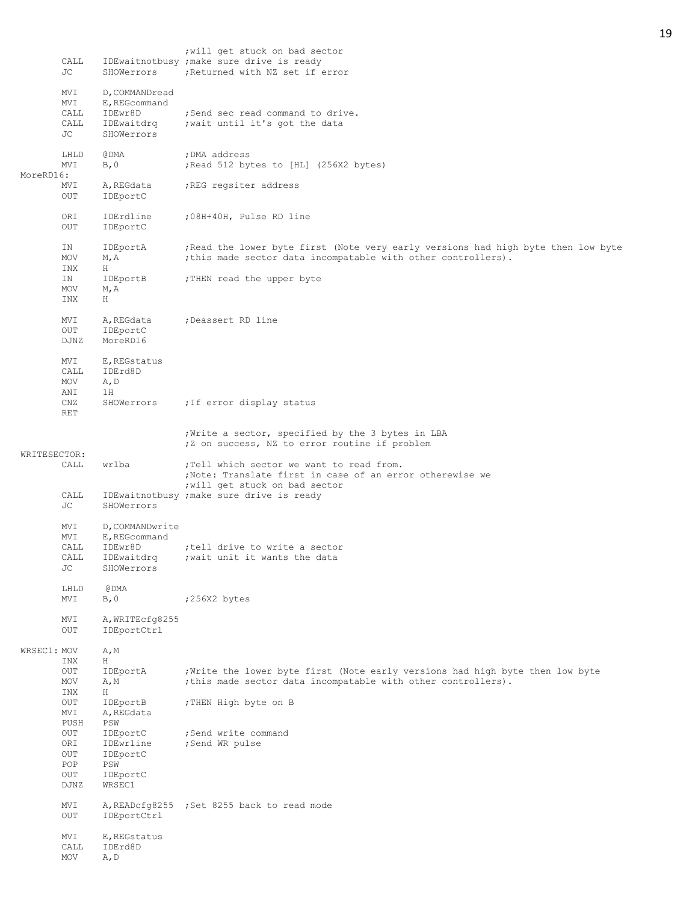```
                        ;will get stuck on bad sector
        CALL    IDEwaitnotbusy ;make sure drive is ready
        JC      SHOWerrors      ;Returned with NZ set if error

        MVI     D,COMMANDread
        MVI     E,REGcommand
        CALL    IDEwr8D         ;Send sec read command to drive.
        CALL    IDEwaitdrq      ;wait until it's got the data
        JC      SHOWerrors

        LHLD    @DMA            ;DMA address
        MVI     B,0             ;Read 512 bytes to [HL] (256X2 bytes)
MoreRD16:
        MVI     A,REGdata       ;REG regsiter address
        OUT     IDEportC

        ORI     IDErdline       ;08H+40H, Pulse RD line
        OUT     IDEportC

        IN      IDEportA        ;Read the lower byte first (Note very early versions had high byte then low byte
        MOV     M,A             ;this made sector data incompatable with other controllers).
        INX     H
        IN      IDEportB        ;THEN read the upper byte
        MOV     M,A
        INX     H

        MVI     A,REGdata       ;Deassert RD line
        OUT     IDEportC
        DJNZ    MoreRD16

        MVI     E,REGstatus
        CALL    IDErd8D
        MOV     A,D
        ANI     1H
        CNZ     SHOWerrors      ;If error display status
        RET

                        ;Write a sector, specified by the 3 bytes in LBA
                        ;Z on success, NZ to error routine if problem
WRITESECTOR:
        CALL    wrlba           ;Tell which sector we want to read from.
                                ;Note: Translate first in case of an error otherewise we
                                ;will get stuck on bad sector
        CALL    IDEwaitnotbusy ;make sure drive is ready
        JC      SHOWerrors

        MVI     D,COMMANDwrite
        MVI     E,REGcommand
        CALL    IDEwr8D         ;tell drive to write a sector
        CALL    IDEwaitdrq      ;wait unit it wants the data
        JC      SHOWerrors

        LHLD    @DMA
        MVI     B,0             ;256X2 bytes

        MVI     A,WRITEcfg8255
        OUT     IDEportCtrl

WRSEC1: MOV     A,M
        INX     H
        OUT     IDEportA        ;Write the lower byte first (Note early versions had high byte then low byte
        MOV     A,M             ;this made sector data incompatable with other controllers).
        INX     H
        OUT     IDEportB        ;THEN High byte on B
        MVI     A,REGdata
        PUSH    PSW
        OUT     IDEportC        ;Send write command
        ORI     IDEwrline       ;Send WR pulse
        OUT     IDEportC
        POP     PSW
        OUT     IDEportC
        DJNZ    WRSEC1

        MVI     A,READcfg8255   ;Set 8255 back to read mode
        OUT     IDEportCtrl

        MVI     E,REGstatus
        CALL    IDErd8D
        MOV     A,D
```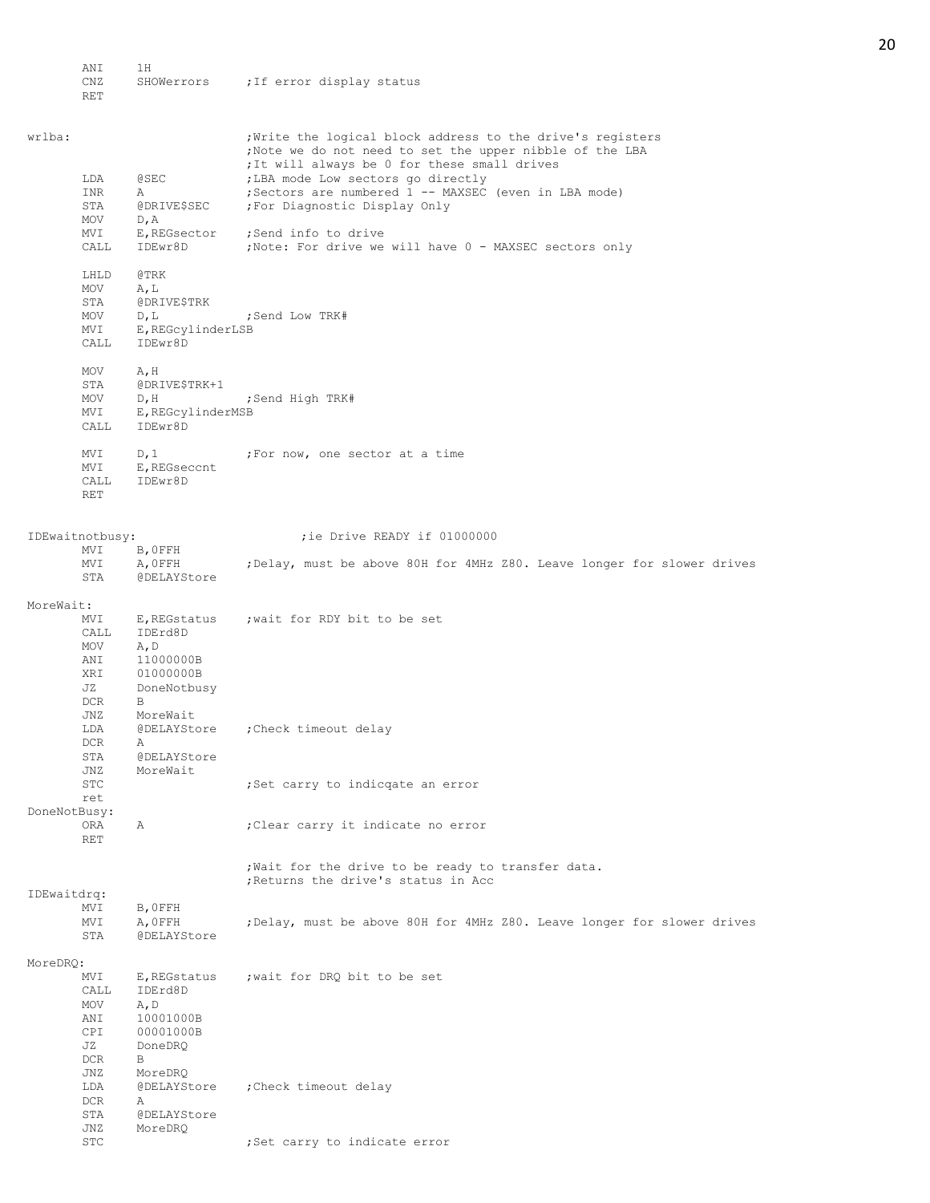```
        ANI     1H
        CNZ     SHOWerrors      ;If error display status
        RET


wrlba:                          ;Write the logical block address to the drive's registers
                                ;Note we do not need to set the upper nibble of the LBA
                                ;It will always be 0 for these small drives
        LDA     @SEC            ;LBA mode Low sectors go directly
        INR     A               ;Sectors are numbered 1 -- MAXSEC (even in LBA mode)
        STA     @DRIVE$SEC      ;For Diagnostic Display Only
        MOV     D,A
        MVI     E,REGsector     ;Send info to drive
        CALL    IDEwr8D         ;Note: For drive we will have 0 - MAXSEC sectors only

        LHLD    @TRK
        MOV     A,L
        STA     @DRIVE$TRK
        MOV     D,L             ;Send Low TRK#
        MVI     E,REGcylinderLSB
        CALL    IDEwr8D

        MOV     A,H
        STA     @DRIVE$TRK+1
        MOV     D,H             ;Send High TRK#
        MVI     E,REGcylinderMSB
        CALL    IDEwr8D

        MVI     D,1             ;For now, one sector at a time
        MVI     E,REGseccnt
        CALL    IDEwr8D
        RET


IDEwaitnotbusy:                         ;ie Drive READY if 01000000
        MVI     B,0FFH
        MVI     A,0FFH          ;Delay, must be above 80H for 4MHz Z80. Leave longer for slower drives
        STA     @DELAYStore

MoreWait:
        MVI     E,REGstatus     ;wait for RDY bit to be set
        CALL    IDErd8D
        MOV     A,D
        ANI     11000000B
        XRI     01000000B
        JZ      DoneNotbusy
        DCR     B
        JNZ     MoreWait
        LDA     @DELAYStore     ;Check timeout delay
        DCR     A
        STA     @DELAYStore
        JNZ     MoreWait
        STC                     ;Set carry to indicqate an error
        ret
DoneNotBusy:
        ORA     A               ;Clear carry it indicate no error
        RET

                                ;Wait for the drive to be ready to transfer data.
                                ;Returns the drive's status in Acc
IDEwaitdrq:
        MVI     B,0FFH
        MVI     A,0FFH          ;Delay, must be above 80H for 4MHz Z80. Leave longer for slower drives
        STA     @DELAYStore

MoreDRQ:
        MVI     E,REGstatus     ;wait for DRQ bit to be set
        CALL    IDErd8D
        MOV     A,D
        ANI     10001000B
        CPI     00001000B
        JZ      DoneDRQ
        DCR     B
        JNZ     MoreDRQ
        LDA     @DELAYStore     ;Check timeout delay
        DCR     A
        STA     @DELAYStore
        JNZ     MoreDRQ
        STC                     ;Set carry to indicate error
```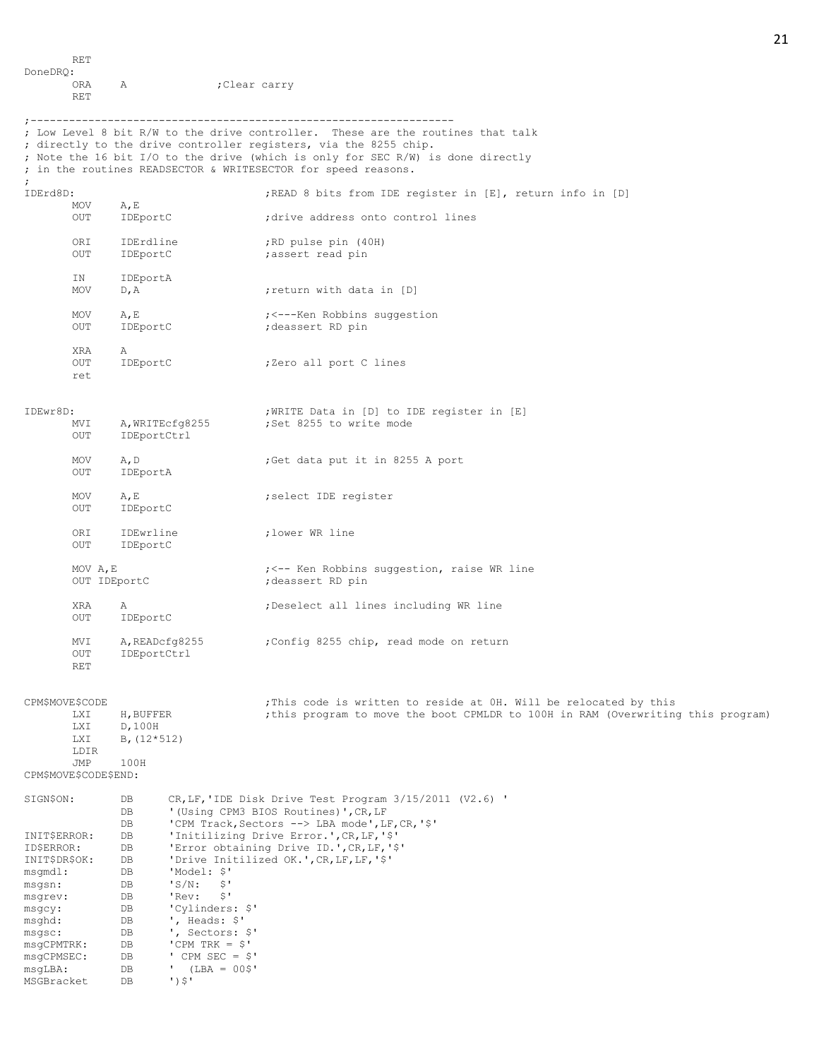```
        RET
DoneDRQ:
        ORA     A               ;Clear carry
        RET

;------------------------------------------------------------------
; Low Level 8 bit R/W to the drive controller.  These are the routines that talk
; directly to the drive controller registers, via the 8255 chip.
; Note the 16 bit I/O to the drive (which is only for SEC R/W) is done directly
; in the routines READSECTOR & WRITESECTOR for speed reasons.
;
IDErd8D:                                ;READ 8 bits from IDE register in [E], return info in [D]
        MOV     A,E
        OUT     IDEportC                ;drive address onto control lines

        ORI     IDErdline               ;RD pulse pin (40H)
        OUT     IDEportC                ;assert read pin

        IN      IDEportA
        MOV     D,A                     ;return with data in [D]

        MOV     A,E                     ;<---Ken Robbins suggestion
        OUT     IDEportC                ;deassert RD pin

        XRA     A
        OUT     IDEportC                ;Zero all port C lines
        ret


IDEwr8D:                                ;WRITE Data in [D] to IDE register in [E]
        MVI     A,WRITEcfg8255          ;Set 8255 to write mode
        OUT     IDEportCtrl

        MOV     A,D                     ;Get data put it in 8255 A port
        OUT     IDEportA

        MOV     A,E                     ;select IDE register
        OUT     IDEportC

        ORI     IDEwrline               ;lower WR line
        OUT     IDEportC

        MOV A,E                         ;<-- Ken Robbins suggestion, raise WR line
        OUT IDEportC                    ;deassert RD pin

        XRA     A                       ;Deselect all lines including WR line
        OUT     IDEportC

        MVI     A,READcfg8255           ;Config 8255 chip, read mode on return
        OUT     IDEportCtrl
        RET


CPM$MOVE$CODE                           ;This code is written to reside at 0H. Will be relocated by this
        LXI     H,BUFFER                ;this program to move the boot CPMLDR to 100H in RAM (Overwriting this program)
        LXI     D,100H
        LXI     B,(12*512)
        LDIR
        JMP     100H
CPM$MOVE$CODE$END:

SIGN$ON:        DB      CR,LF,'IDE Disk Drive Test Program 3/15/2011 (V2.6) '
                DB      '(Using CPM3 BIOS Routines)',CR,LF
                DB      'CPM Track,Sectors --> LBA mode',LF,CR,'$'
INIT$ERROR:     DB      'Initilizing Drive Error.',CR,LF,'$'
ID$ERROR:       DB      'Error obtaining Drive ID.',CR,LF,'$'
INIT$DR$OK:     DB      'Drive Initilized OK.',CR,LF,LF,'$'
msgmdl:         DB      'Model: $'
msgsn:          DB      'S/N:   $'
msgrev:         DB      'Rev:   $'
msgcy:          DB      'Cylinders: $'
msghd:          DB      ', Heads: $'
msgsc:          DB      ', Sectors: $'
msgCPMTRK:      DB      'CPM TRK = $'
msgCPMSEC:      DB      ' CPM SEC = $'
msgLBA:         DB      '  (LBA = 00$'
MSGBracket      DB      ')$'
```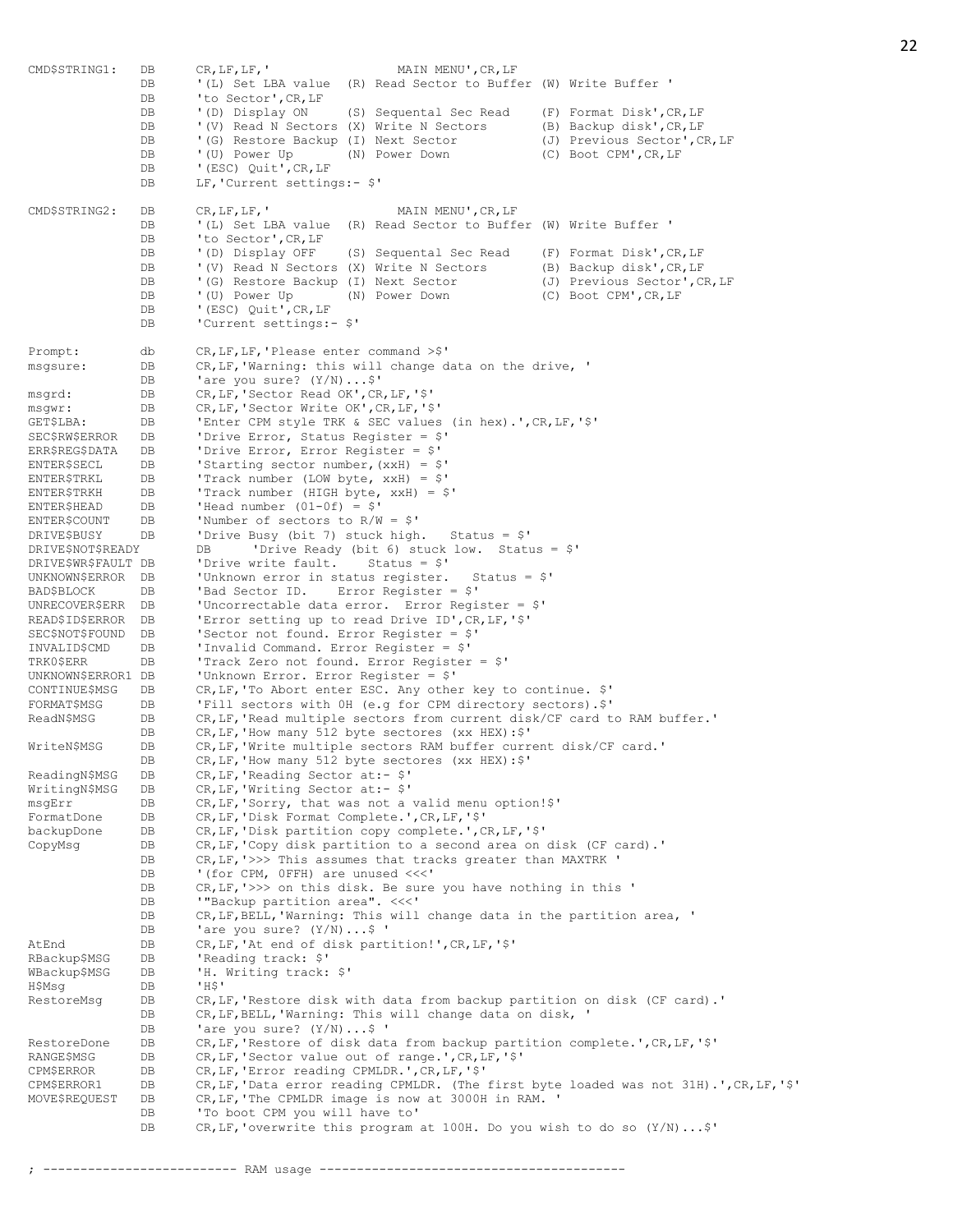```
CMD$STRING1:    DB      CR,LF,LF,'                  MAIN MENU',CR,LF
                DB      '(L) Set LBA value  (R) Read Sector to Buffer (W) Write Buffer '
                DB      'to Sector',CR,LF
                DB      '(D) Display ON     (S) Sequental Sec Read    (F) Format Disk',CR,LF
                DB      '(V) Read N Sectors (X) Write N Sectors       (B) Backup disk',CR,LF
                DB      '(G) Restore Backup (I) Next Sector           (J) Previous Sector',CR,LF
                DB      '(U) Power Up       (N) Power Down            (C) Boot CPM',CR,LF
                DB      '(ESC) Quit',CR,LF
                DB      LF,'Current settings:- $'

CMD$STRING2:    DB      CR,LF,LF,'                  MAIN MENU',CR,LF
                DB      '(L) Set LBA value  (R) Read Sector to Buffer (W) Write Buffer '
                DB      'to Sector',CR,LF
                DB      '(D) Display OFF    (S) Sequental Sec Read    (F) Format Disk',CR,LF
                DB      '(V) Read N Sectors (X) Write N Sectors       (B) Backup disk',CR,LF
                DB      '(G) Restore Backup (I) Next Sector           (J) Previous Sector',CR,LF
                DB      '(U) Power Up       (N) Power Down            (C) Boot CPM',CR,LF
                DB      '(ESC) Quit',CR,LF
                DB      'Current settings:- $'

Prompt:         db      CR,LF,LF,'Please enter command >$'
msgsure:        DB      CR,LF,'Warning: this will change data on the drive, '
                DB      'are you sure? (Y/N)...$'
msgrd:          DB      CR,LF,'Sector Read OK',CR,LF,'$'
msgwr:          DB      CR,LF,'Sector Write OK',CR,LF,'$'
GET$LBA:        DB      'Enter CPM style TRK & SEC values (in hex).',CR,LF,'$'
SEC$RW$ERROR    DB      'Drive Error, Status Register = $'
ERR$REG$DATA    DB      'Drive Error, Error Register = $'
ENTER$SECL      DB      'Starting sector number,(xxH) = $'
ENTER$TRKL      DB      'Track number (LOW byte, xxH) = $'
ENTER$TRKH      DB      'Track number (HIGH byte, xxH) = $'
ENTER$HEAD      DB      'Head number (01-0f) = $'
ENTER$COUNT     DB      'Number of sectors to R/W = $'
DRIVE$BUSY      DB      'Drive Busy (bit 7) stuck high.   Status = $'
DRIVE$NOT$READY         DB      'Drive Ready (bit 6) stuck low.  Status = $'
DRIVE$WR$FAULT  DB      'Drive write fault.    Status = $'
UNKNOWN$ERROR   DB      'Unknown error in status register.   Status = $'
BAD$BLOCK       DB      'Bad Sector ID.    Error Register = $'
UNRECOVER$ERR   DB      'Uncorrectable data error.  Error Register = $'
READ$ID$ERROR   DB      'Error setting up to read Drive ID',CR,LF,'$'
SEC$NOT$FOUND   DB      'Sector not found. Error Register = $'
INVALID$CMD     DB      'Invalid Command. Error Register = $'
TRK0$ERR        DB      'Track Zero not found. Error Register = $'
UNKNOWN$ERROR1  DB      'Unknown Error. Error Register = $'
CONTINUE$MSG    DB      CR,LF,'To Abort enter ESC. Any other key to continue. $'
FORMAT$MSG      DB      'Fill sectors with 0H (e.g for CPM directory sectors).$'
ReadN$MSG       DB      CR,LF,'Read multiple sectors from current disk/CF card to RAM buffer.'
                DB      CR,LF,'How many 512 byte sectores (xx HEX):$'
WriteN$MSG      DB      CR,LF,'Write multiple sectors RAM buffer current disk/CF card.'
                DB      CR,LF,'How many 512 byte sectores (xx HEX):$'
ReadingN$MSG    DB      CR,LF,'Reading Sector at:- $'
WritingN$MSG    DB      CR,LF,'Writing Sector at:- $'
msgErr          DB      CR,LF,'Sorry, that was not a valid menu option!$'
FormatDone      DB      CR,LF,'Disk Format Complete.',CR,LF,'$'
backupDone      DB      CR,LF,'Disk partition copy complete.',CR,LF,'$'
CopyMsg         DB      CR,LF,'Copy disk partition to a second area on disk (CF card).'
                DB      CR,LF,'>>> This assumes that tracks greater than MAXTRK '
                DB      '(for CPM, 0FFH) are unused <<<'
                DB      CR,LF,'>>> on this disk. Be sure you have nothing in this '
                DB      '"Backup partition area". <<<'
                DB      CR,LF,BELL,'Warning: This will change data in the partition area, '
                DB      'are you sure? (Y/N)...$ '
AtEnd           DB      CR,LF,'At end of disk partition!',CR,LF,'$'
RBackup$MSG     DB      'Reading track: $'
WBackup$MSG     DB      'H. Writing track: $'
H$Msg           DB      'H$'
RestoreMsg      DB      CR,LF,'Restore disk with data from backup partition on disk (CF card).'
                DB      CR,LF,BELL,'Warning: This will change data on disk, '
                DB      'are you sure? (Y/N)...$ '
RestoreDone     DB      CR,LF,'Restore of disk data from backup partition complete.',CR,LF,'$'
RANGE$MSG       DB      CR,LF,'Sector value out of range.',CR,LF,'$'
CPM$ERROR       DB      CR,LF,'Error reading CPMLDR.',CR,LF,'$'
CPM$ERROR1      DB      CR,LF,'Data error reading CPMLDR. (The first byte loaded was not 31H).',CR,LF,'$'
MOVE$REQUEST    DB      CR,LF,'The CPMLDR image is now at 3000H in RAM. '
                DB      'To boot CPM you will have to'
                DB      CR,LF,'overwrite this program at 100H. Do you wish to do so (Y/N)...$'


; -------------------------- RAM usage ----------------------------------------
```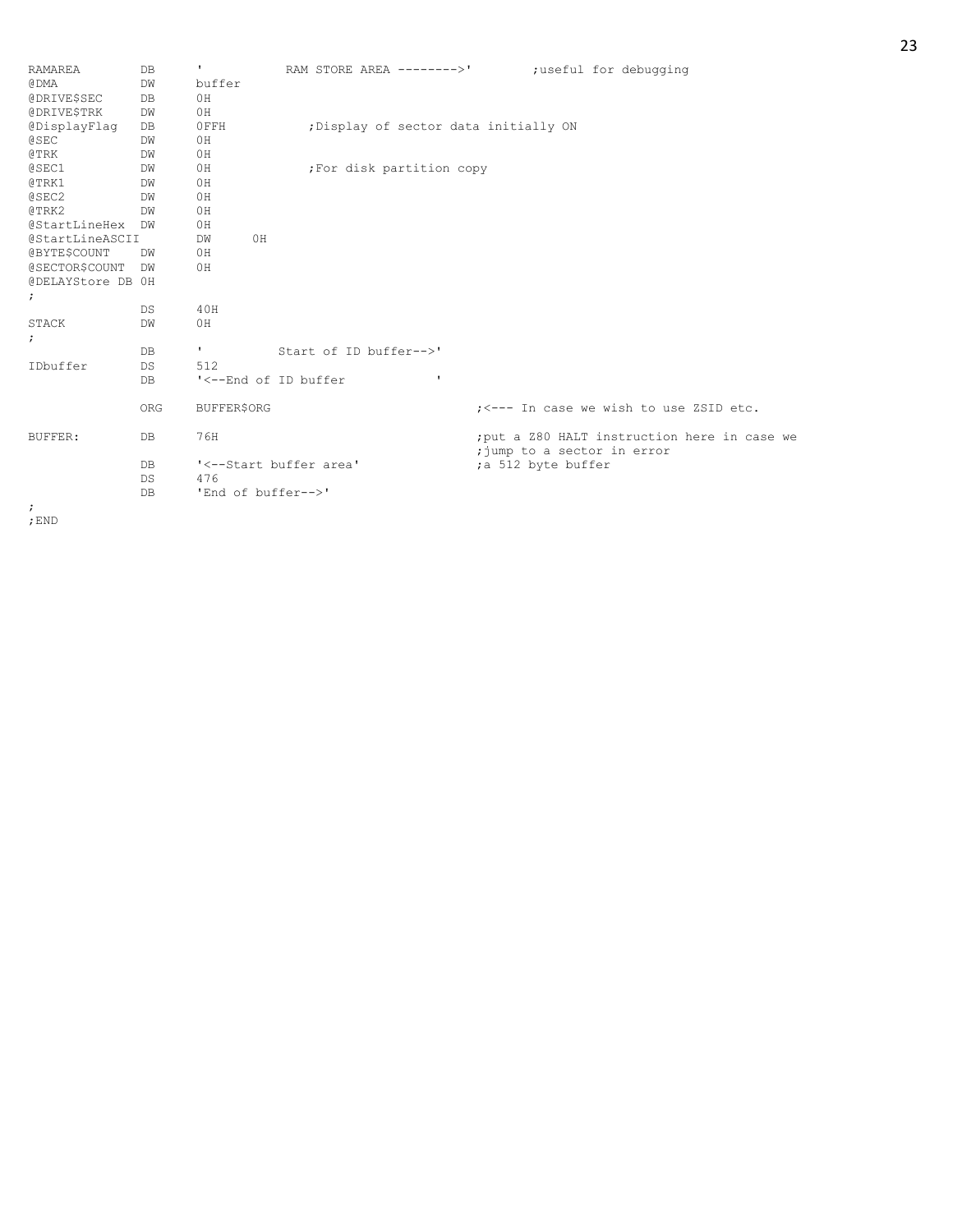```
RAMAREA         DB      '          RAM STORE AREA -------->'        ;useful for debugging
@DMA            DW      buffer
@DRIVE$SEC      DB      0H
@DRIVE$TRK      DW      0H
@DisplayFlag    DB      0FFH           ;Display of sector data initially ON
@SEC            DW      0H
@TRK            DW      0H
@SEC1           DW      0H             ;For disk partition copy
@TRK1           DW      0H
@SEC2           DW      0H
@TRK2           DW      0H
@StartLineHex   DW      0H
@StartLineASCII         DW      0H
@BYTE$COUNT     DW      0H
@SECTOR$COUNT   DW      0H
@DELAYStore DB 0H
;
                DS      40H
STACK           DW      0H
;
                DB      '         Start of ID buffer-->'
IDbuffer        DS      512
                DB      '<--End of ID buffer             '

                ORG     BUFFER$ORG                          ;<--- In case we wish to use ZSID etc.

BUFFER:         DB      76H                                 ;put a Z80 HALT instruction here in case we
                                                            ;jump to a sector in error
                DB      '<--Start buffer area'              ;a 512 byte buffer
                DS      476
                DB      'End of buffer-->'
;
;END
```